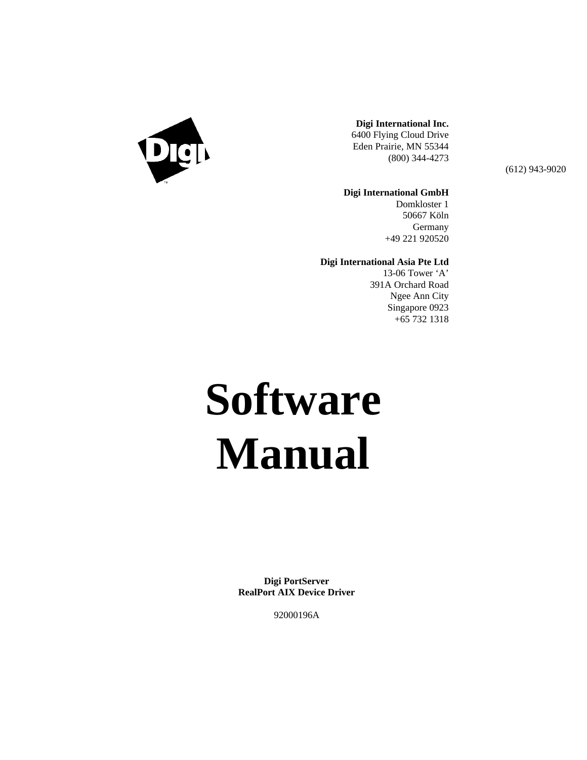**Digi International Inc.**
6400 Flying Cloud Drive
Eden Prairie, MN 55344
(800) 344-4273
(612) 943-9020

**Digi International GmbH**
Domkloster 1
50667 Köln
Germany
+49 221 920520

**Digi International Asia Pte Ltd**
13-06 Tower 'A'
391A Orchard Road
Ngee Ann City
Singapore 0923
+65 732 1318

# Software Manual

**Digi PortServer**
**RealPort AIX Device Driver**

92000196A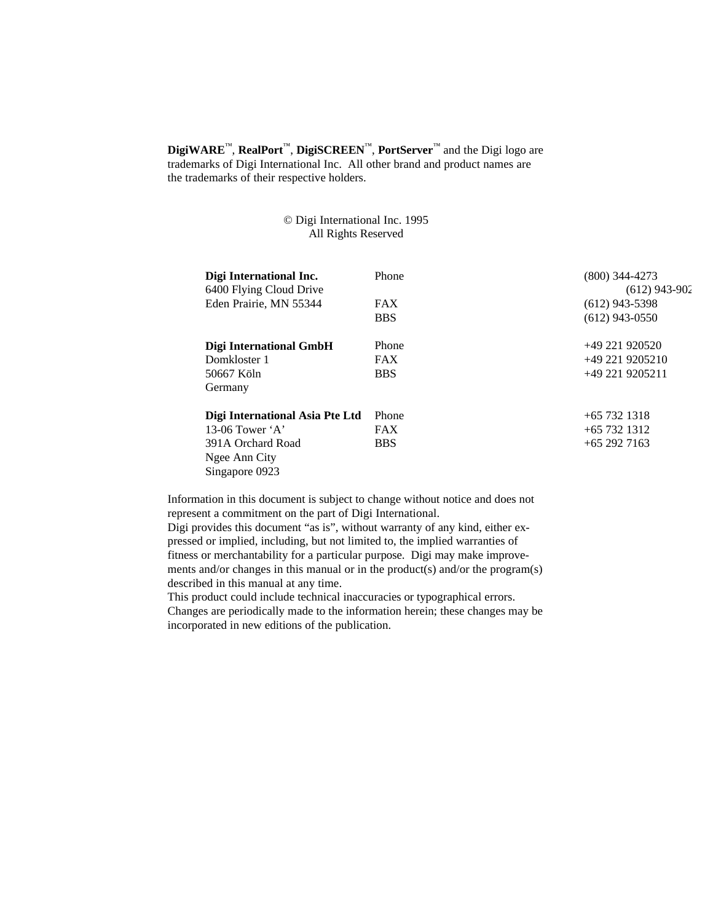**DigiWARE**™, **RealPort**™, **DigiSCREEN**™, **PortServer**™ and the Digi logo are trademarks of Digi International Inc. All other brand and product names are the trademarks of their respective holders.

© Digi International Inc. 1995
All Rights Reserved

| | | |
|---|---|---|
| **Digi International Inc.** | Phone | (800) 344-4273 |
| 6400 Flying Cloud Drive | | (612) 943-902 |
| Eden Prairie, MN 55344 | FAX | (612) 943-5398 |
| | BBS | (612) 943-0550 |
| | | |
| **Digi International GmbH** | Phone | +49 221 920520 |
| Domkloster 1 | FAX | +49 221 9205210 |
| 50667 Köln | BBS | +49 221 9205211 |
| Germany | | |
| | | |
| **Digi International Asia Pte Ltd** | Phone | +65 732 1318 |
| 13-06 Tower 'A' | FAX | +65 732 1312 |
| 391A Orchard Road | BBS | +65 292 7163 |
| Ngee Ann City | | |
| Singapore 0923 | | |

Information in this document is subject to change without notice and does not represent a commitment on the part of Digi International.
Digi provides this document "as is", without warranty of any kind, either expressed or implied, including, but not limited to, the implied warranties of fitness or merchantability for a particular purpose. Digi may make improvements and/or changes in this manual or in the product(s) and/or the program(s) described in this manual at any time.
This product could include technical inaccuracies or typographical errors. Changes are periodically made to the information herein; these changes may be incorporated in new editions of the publication.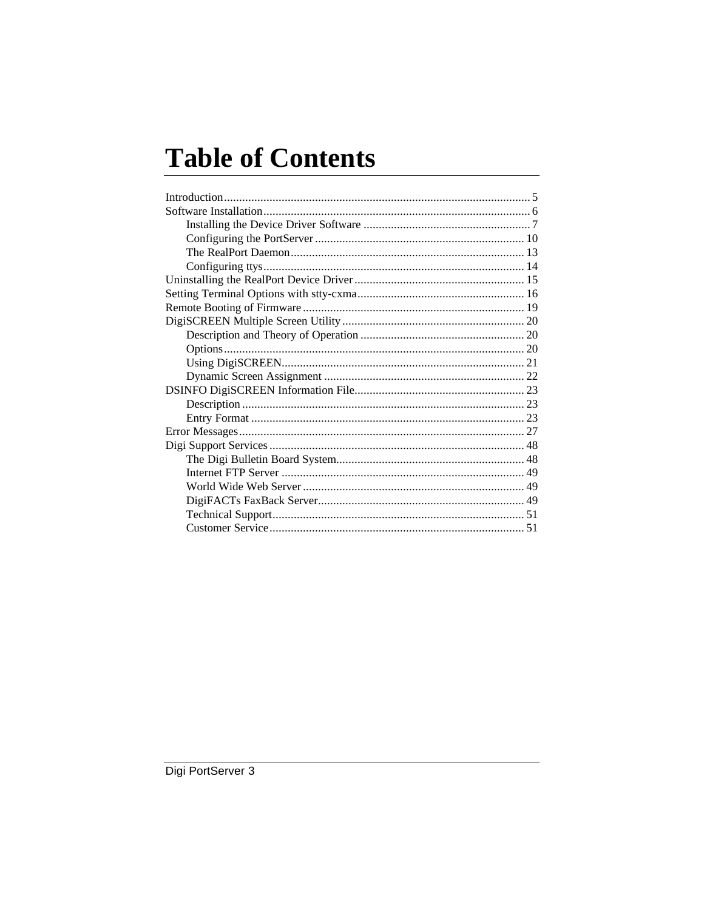# Table of Contents

Introduction.................................................................................................... 5
Software Installation....................................................................................... 6
    Installing the Device Driver Software ....................................................... 7
    Configuring the PortServer .................................................................... 10
    The RealPort Daemon............................................................................ 13
    Configuring ttys..................................................................................... 14
Uninstalling the RealPort Device Driver ........................................................ 15
Setting Terminal Options with stty-cxma....................................................... 16
Remote Booting of Firmware ........................................................................ 19
DigiSCREEN Multiple Screen Utility ............................................................ 20
    Description and Theory of Operation ...................................................... 20
    Options.................................................................................................. 20
    Using DigiSCREEN................................................................................ 21
    Dynamic Screen Assignment .................................................................. 22
DSINFO DigiSCREEN Information File........................................................ 23
    Description ............................................................................................ 23
    Entry Format ......................................................................................... 23
Error Messages............................................................................................. 27
Digi Support Services ................................................................................... 48
    The Digi Bulletin Board System............................................................. 48
    Internet FTP Server ................................................................................ 49
    World Wide Web Server ........................................................................ 49
    DigiFACTs FaxBack Server................................................................... 49
    Technical Support.................................................................................. 51
    Customer Service................................................................................... 51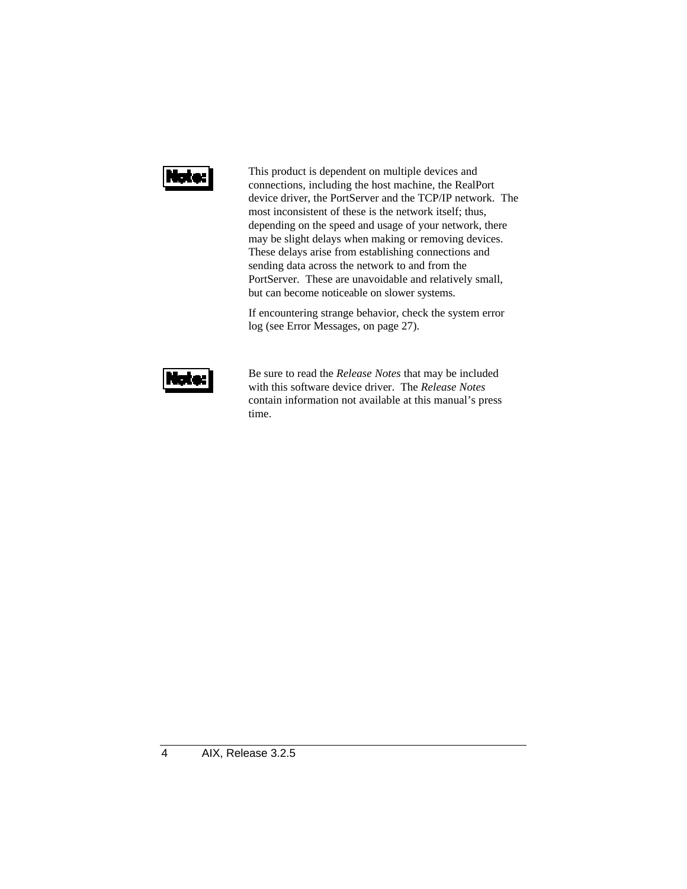**Note:**

This product is dependent on multiple devices and connections, including the host machine, the RealPort device driver, the PortServer and the TCP/IP network. The most inconsistent of these is the network itself; thus, depending on the speed and usage of your network, there may be slight delays when making or removing devices. These delays arise from establishing connections and sending data across the network to and from the PortServer. These are unavoidable and relatively small, but can become noticeable on slower systems.

If encountering strange behavior, check the system error log (see Error Messages, on page 27).

**Note:**

Be sure to read the *Release Notes* that may be included with this software device driver. The *Release Notes* contain information not available at this manual's press time.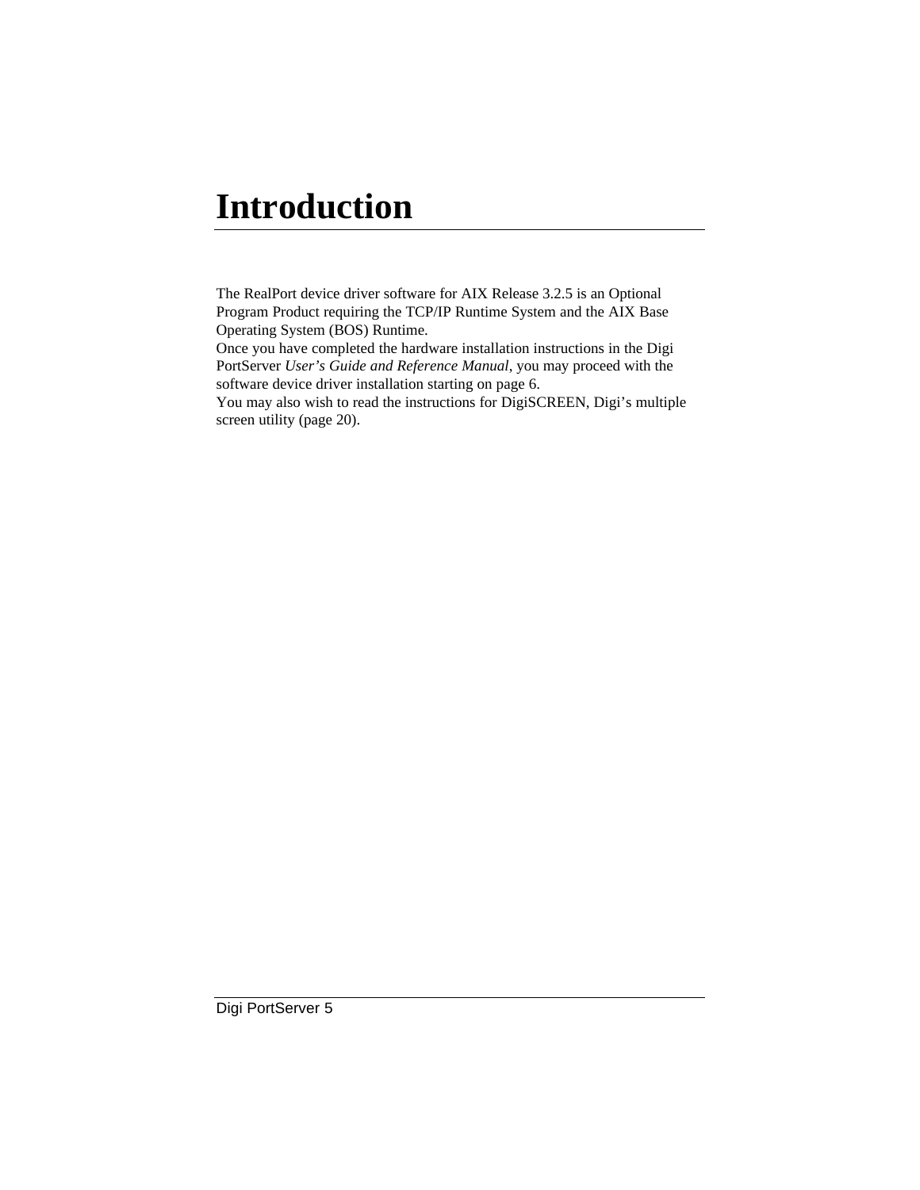# Introduction

The RealPort device driver software for AIX Release 3.2.5 is an Optional Program Product requiring the TCP/IP Runtime System and the AIX Base Operating System (BOS) Runtime.

Once you have completed the hardware installation instructions in the Digi PortServer *User's Guide and Reference Manual*, you may proceed with the software device driver installation starting on page 6.

You may also wish to read the instructions for DigiSCREEN, Digi's multiple screen utility (page 20).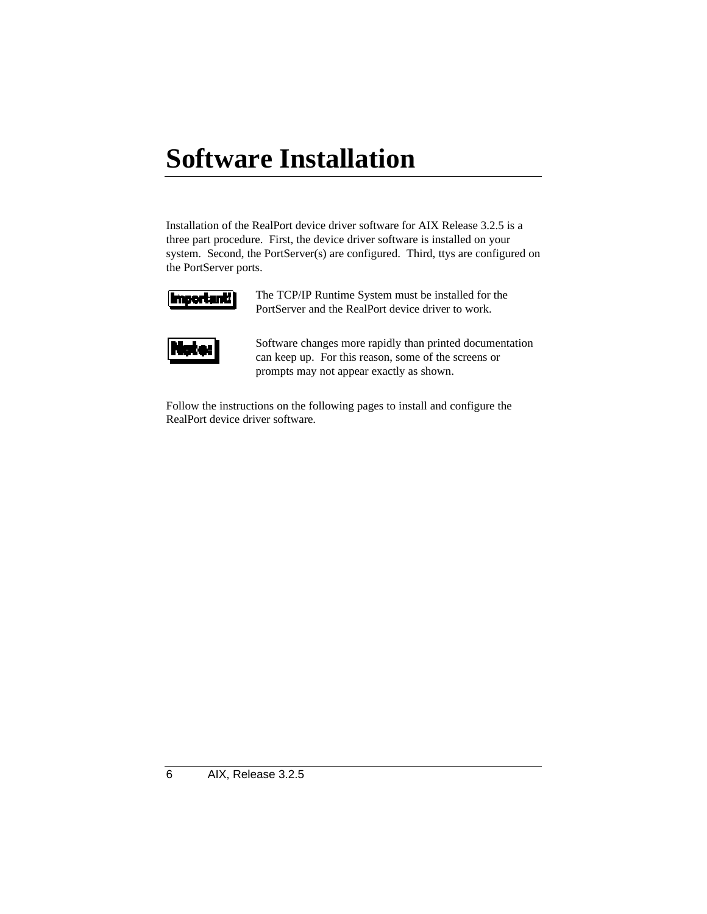# Software Installation

Installation of the RealPort device driver software for AIX Release 3.2.5 is a three part procedure. First, the device driver software is installed on your system. Second, the PortServer(s) are configured. Third, ttys are configured on the PortServer ports.

**Important!** The TCP/IP Runtime System must be installed for the PortServer and the RealPort device driver to work.

**Note:** Software changes more rapidly than printed documentation can keep up. For this reason, some of the screens or prompts may not appear exactly as shown.

Follow the instructions on the following pages to install and configure the RealPort device driver software.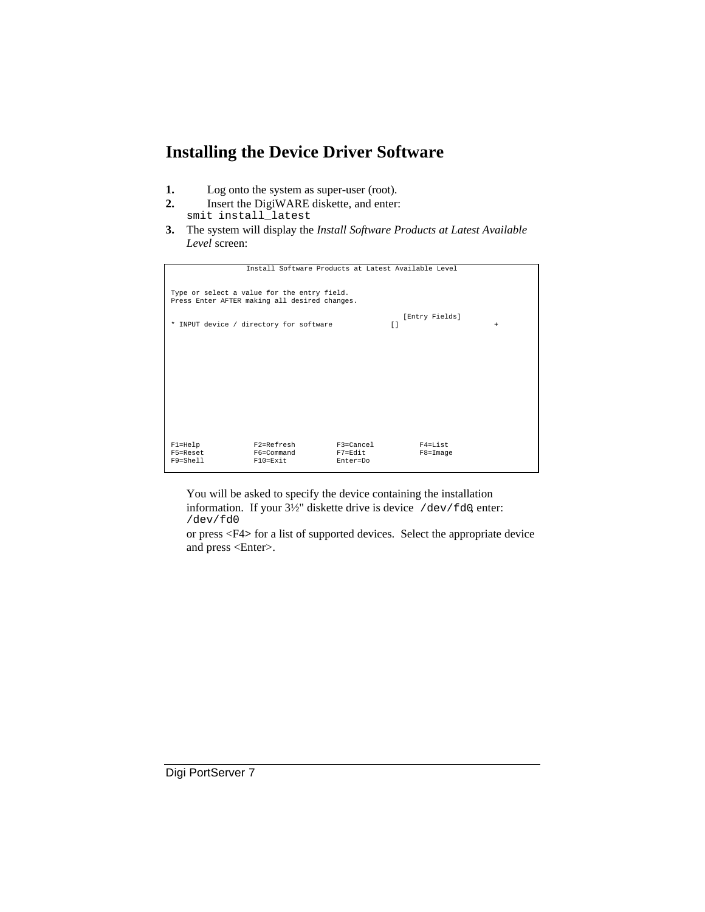# Installing the Device Driver Software

1. Log onto the system as super-user (root).
2. Insert the DigiWARE diskette, and enter:
   `smit install_latest`
3. The system will display the *Install Software Products at Latest Available Level* screen:

```
                  Install Software Products at Latest Available Level


Type or select a value for the entry field.
Press Enter AFTER making all desired changes.

                                                           [Entry Fields]
* INPUT device / directory for software              []                        +















F1=Help            F2=Refresh          F3=Cancel           F4=List
F5=Reset           F6=Command          F7=Edit             F8=Image
F9=Shell           F10=Exit            Enter=Do
```

   You will be asked to specify the device containing the installation information. If your 3½" diskette drive is device `/dev/fd0`, enter:
   `/dev/fd0`
   or press <F4> for a list of supported devices. Select the appropriate device and press <Enter>.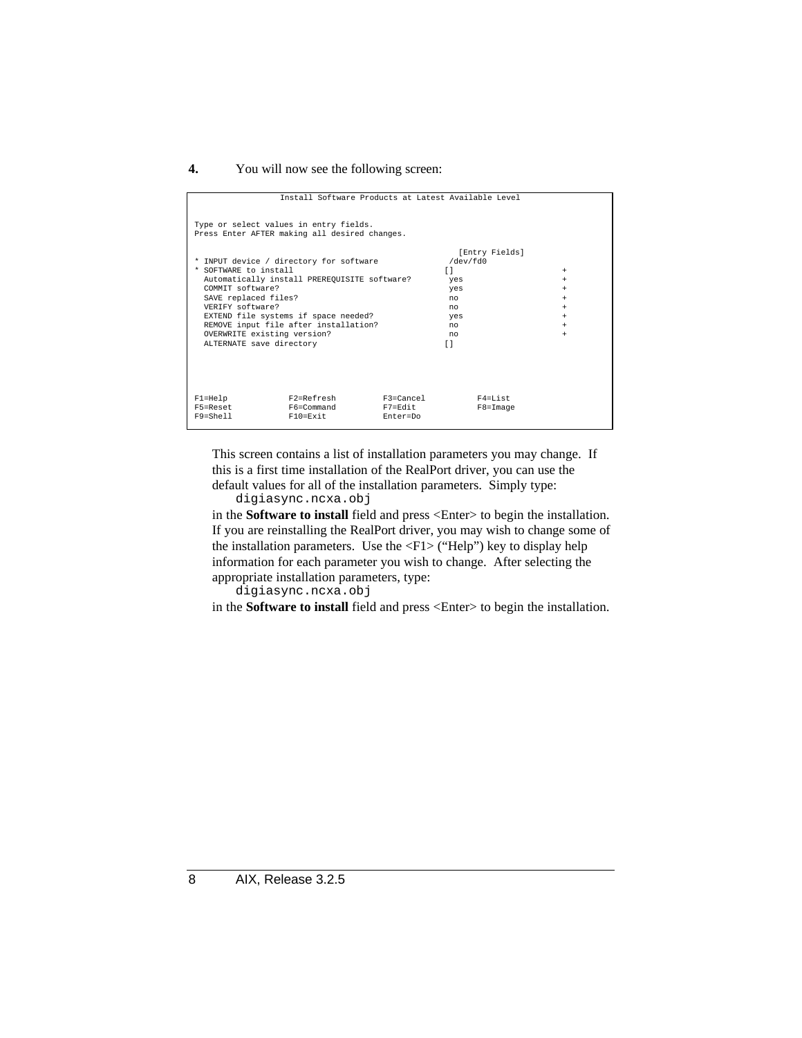4. You will now see the following screen:

```
                  Install Software Products at Latest Available Level

Type or select values in entry fields.
Press Enter AFTER making all desired changes.

                                                        [Entry Fields]
* INPUT device / directory for software               /dev/fd0
* SOFTWARE to install                                 []                    +
  Automatically install PREREQUISITE software?         yes                  +
  COMMIT software?                                     yes                  +
  SAVE replaced files?                                 no                   +
  VERIFY software?                                     no                   +
  EXTEND file systems if space needed?                 yes                  +
  REMOVE input file after installation?                no                   +
  OVERWRITE existing version?                          no                   +
  ALTERNATE save directory                            []




F1=Help             F2=Refresh          F3=Cancel           F4=List
F5=Reset            F6=Command          F7=Edit             F8=Image
F9=Shell            F10=Exit            Enter=Do
```

This screen contains a list of installation parameters you may change. If this is a first time installation of the RealPort driver, you can use the default values for all of the installation parameters. Simply type:

```
digiasync.ncxa.obj
```

in the **Software to install** field and press <Enter> to begin the installation. If you are reinstalling the RealPort driver, you may wish to change some of the installation parameters. Use the <F1> ("Help") key to display help information for each parameter you wish to change. After selecting the appropriate installation parameters, type:

```
digiasync.ncxa.obj
```

in the **Software to install** field and press <Enter> to begin the installation.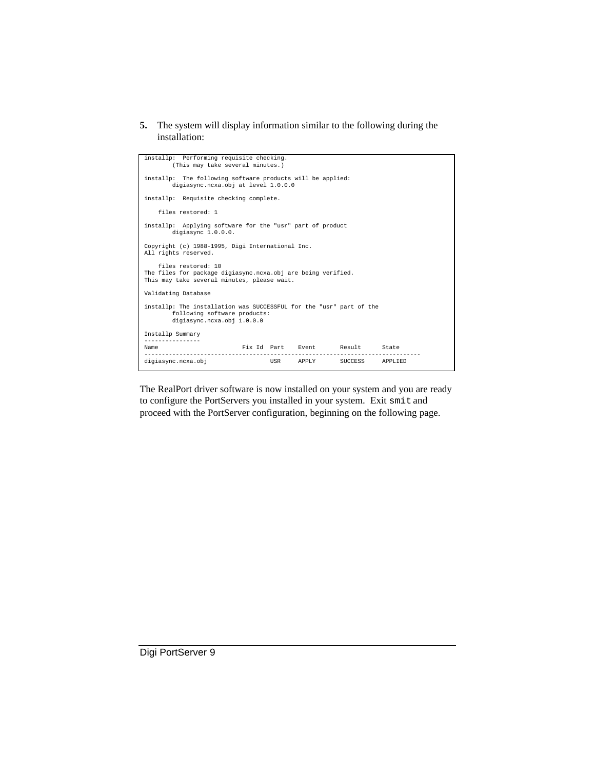5. The system will display information similar to the following during the installation:

```
installp:  Performing requisite checking.
        (This may take several minutes.)

installp:  The following software products will be applied:
        digiasync.ncxa.obj at level 1.0.0.0

installp:  Requisite checking complete.

    files restored: 1

installp:  Applying software for the "usr" part of product
        digiasync 1.0.0.0.

Copyright (c) 1988-1995, Digi International Inc.
All rights reserved.

    files restored: 10
The files for package digiasync.ncxa.obj are being verified.
This may take several minutes, please wait.

Validating Database

installp: The installation was SUCCESSFUL for the "usr" part of the
        following software products:
        digiasync.ncxa.obj 1.0.0.0

Installp Summary
----------------
Name                       Fix Id  Part    Event       Result      State
-------------------------------------------------------------------------------
digiasync.ncxa.obj                 USR     APPLY       SUCCESS     APPLIED
```

The RealPort driver software is now installed on your system and you are ready to configure the PortServers you installed in your system. Exit `smit` and proceed with the PortServer configuration, beginning on the following page.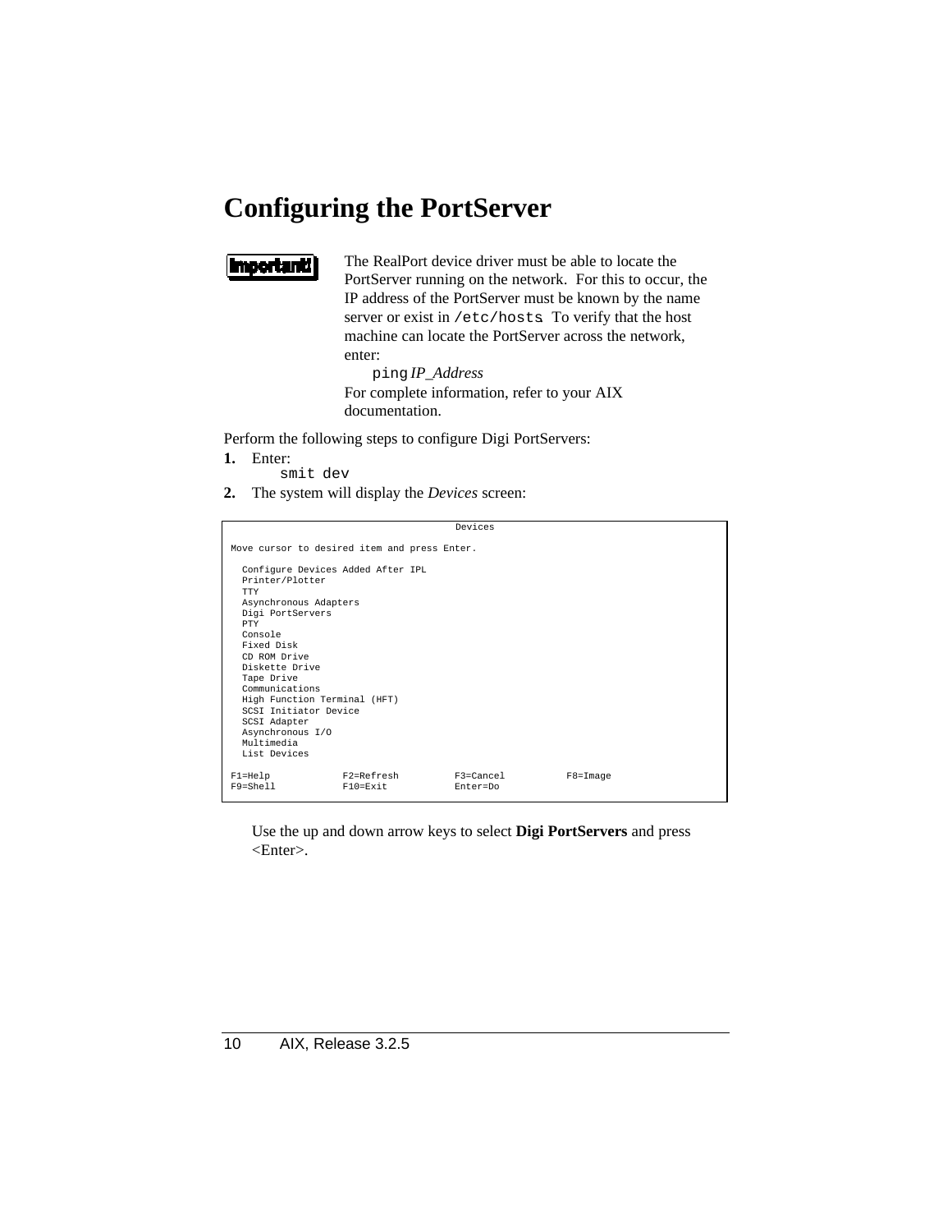# Configuring the PortServer

**Important!**

The RealPort device driver must be able to locate the PortServer running on the network. For this to occur, the IP address of the PortServer must be known by the name server or exist in `/etc/hosts`. To verify that the host machine can locate the PortServer across the network, enter:

`ping` *IP_Address*

For complete information, refer to your AIX documentation.

Perform the following steps to configure Digi PortServers:

**1.** Enter:

```
smit dev
```

**2.** The system will display the *Devices* screen:

```
                                    Devices

Move cursor to desired item and press Enter.

  Configure Devices Added After IPL
  Printer/Plotter
  TTY
  Asynchronous Adapters
  Digi PortServers
  PTY
  Console
  Fixed Disk
  CD ROM Drive
  Diskette Drive
  Tape Drive
  Communications
  High Function Terminal (HFT)
  SCSI Initiator Device
  SCSI Adapter
  Asynchronous I/O
  Multimedia
  List Devices

F1=Help            F2=Refresh          F3=Cancel           F8=Image
F9=Shell           F10=Exit            Enter=Do
```

Use the up and down arrow keys to select **Digi PortServers** and press <Enter>.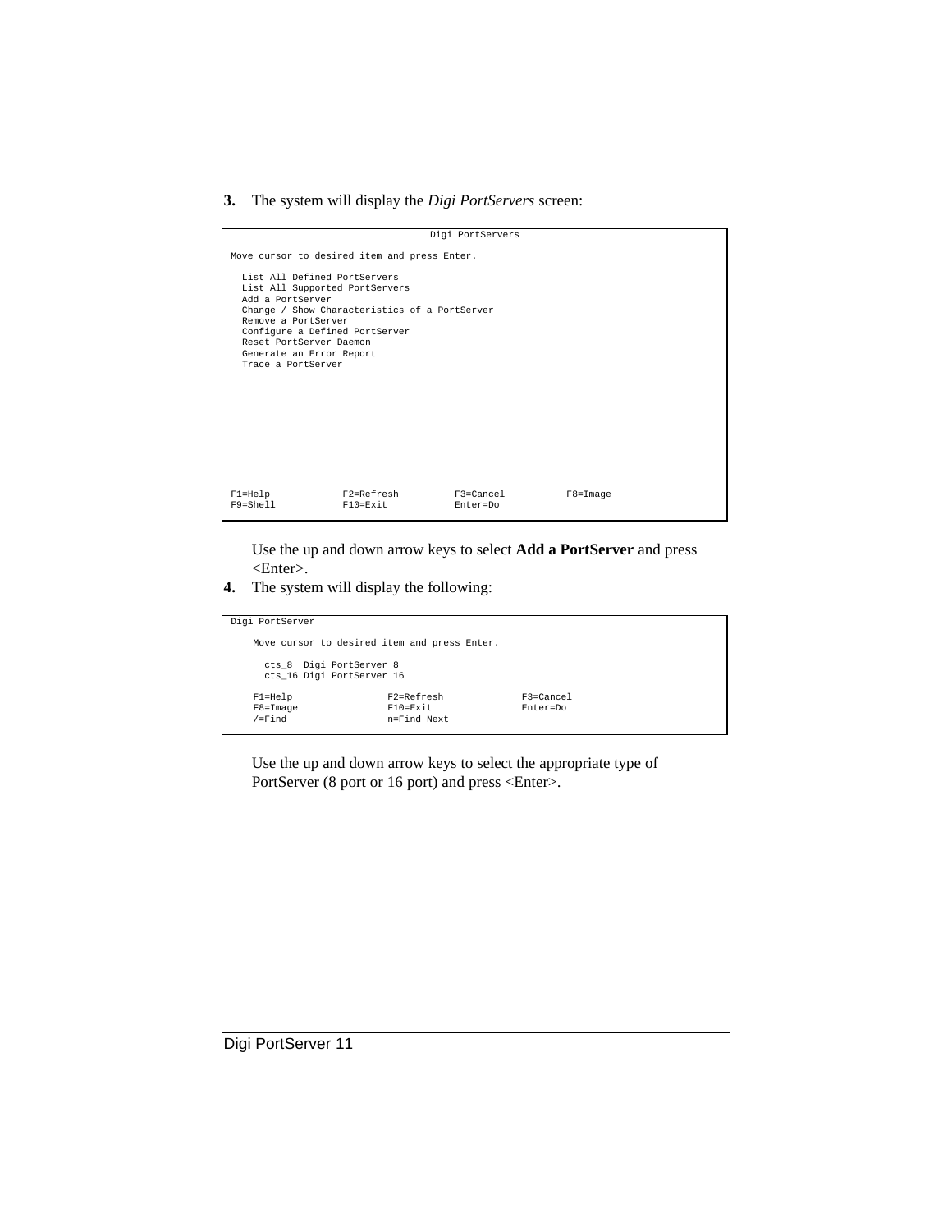3. The system will display the *Digi PortServers* screen:

```
                                Digi PortServers

Move cursor to desired item and press Enter.

  List All Defined PortServers
  List All Supported PortServers
  Add a PortServer
  Change / Show Characteristics of a PortServer
  Remove a PortServer
  Configure a Defined PortServer
  Reset PortServer Daemon
  Generate an Error Report
  Trace a PortServer









F1=Help             F2=Refresh          F3=Cancel           F8=Image
F9=Shell            F10=Exit            Enter=Do
```

Use the up and down arrow keys to select **Add a PortServer** and press <Enter>.

4. The system will display the following:

```
Digi PortServer

    Move cursor to desired item and press Enter.

      cts_8  Digi PortServer 8
      cts_16 Digi PortServer 16

    F1=Help                 F2=Refresh              F3=Cancel
    F8=Image                F10=Exit                Enter=Do
    /=Find                  n=Find Next
```

Use the up and down arrow keys to select the appropriate type of PortServer (8 port or 16 port) and press <Enter>.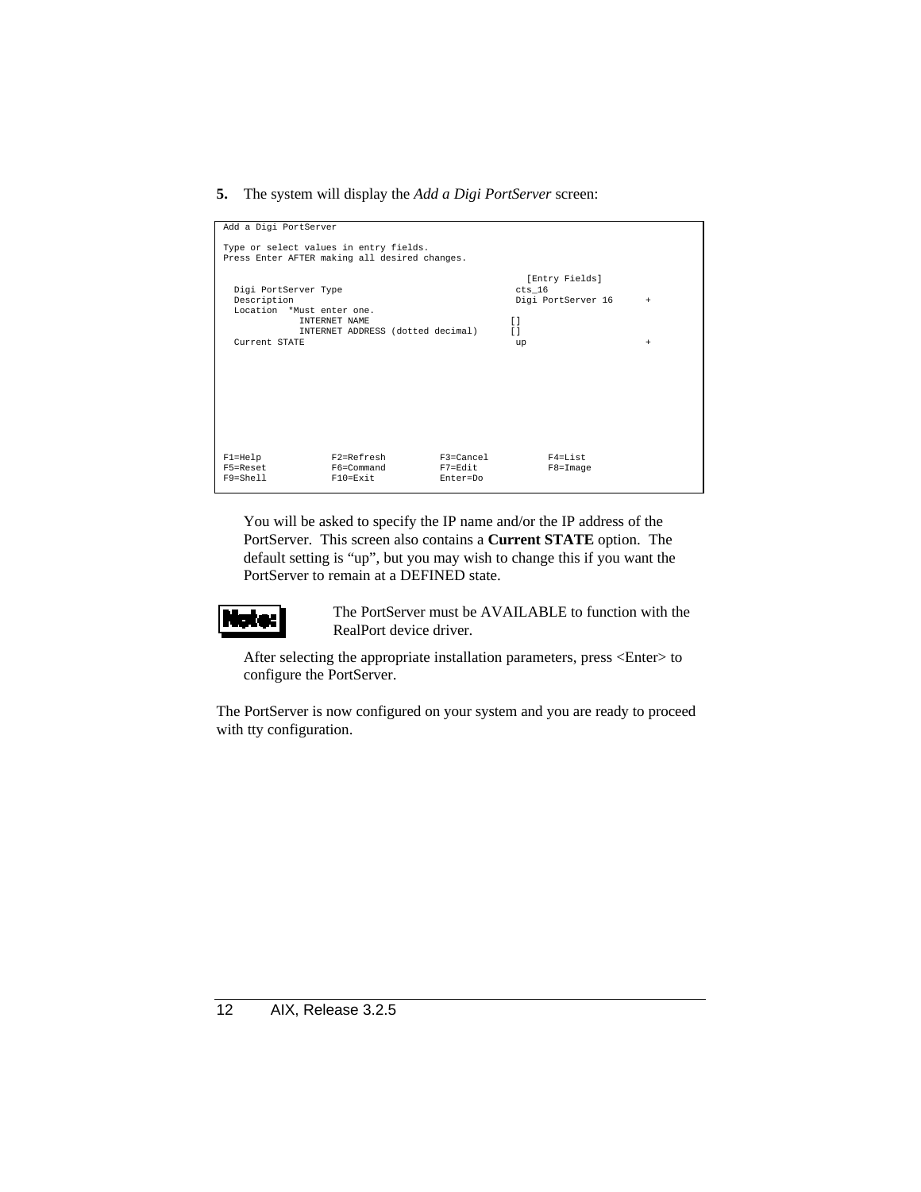**5.** The system will display the *Add a Digi PortServer* screen:

```
Add a Digi PortServer

Type or select values in entry fields.
Press Enter AFTER making all desired changes.

                                                     [Entry Fields]
  Digi PortServer Type                              cts_16
  Description                                       Digi PortServer 16      +
  Location  *Must enter one.
              INTERNET NAME                        []
              INTERNET ADDRESS (dotted decimal)    []
  Current STATE                                     up                      +







F1=Help            F2=Refresh          F3=Cancel           F4=List
F5=Reset           F6=Command          F7=Edit             F8=Image
F9=Shell           F10=Exit            Enter=Do
```

You will be asked to specify the IP name and/or the IP address of the PortServer. This screen also contains a **Current STATE** option. The default setting is “up”, but you may wish to change this if you want the PortServer to remain at a DEFINED state.

**Note:** The PortServer must be AVAILABLE to function with the RealPort device driver.

After selecting the appropriate installation parameters, press <Enter> to configure the PortServer.

The PortServer is now configured on your system and you are ready to proceed with tty configuration.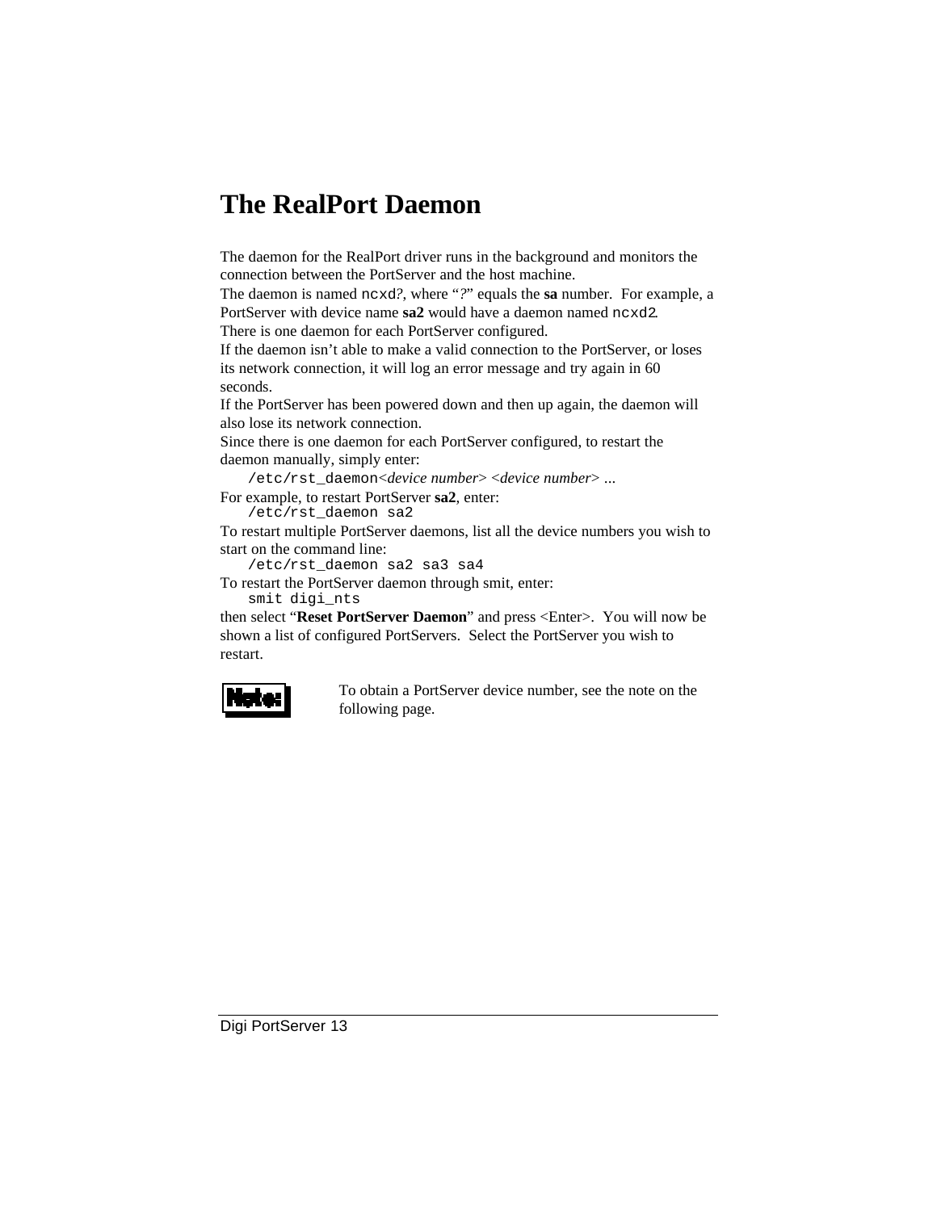# The RealPort Daemon

The daemon for the RealPort driver runs in the background and monitors the connection between the PortServer and the host machine.

The daemon is named `ncxd?`, where "*?*" equals the **sa** number. For example, a PortServer with device name **sa2** would have a daemon named `ncxd2`.

There is one daemon for each PortServer configured.

If the daemon isn't able to make a valid connection to the PortServer, or loses its network connection, it will log an error message and try again in 60 seconds.

If the PortServer has been powered down and then up again, the daemon will also lose its network connection.

Since there is one daemon for each PortServer configured, to restart the daemon manually, simply enter:

`/etc/rst_daemon`<*device number*> <*device number*> ...

For example, to restart PortServer **sa2**, enter:

```
/etc/rst_daemon sa2
```

To restart multiple PortServer daemons, list all the device numbers you wish to start on the command line:

```
/etc/rst_daemon sa2 sa3 sa4
```

To restart the PortServer daemon through smit, enter:

```
smit digi_nts
```

then select "**Reset PortServer Daemon**" and press <Enter>. You will now be shown a list of configured PortServers. Select the PortServer you wish to restart.

**Note:** To obtain a PortServer device number, see the note on the following page.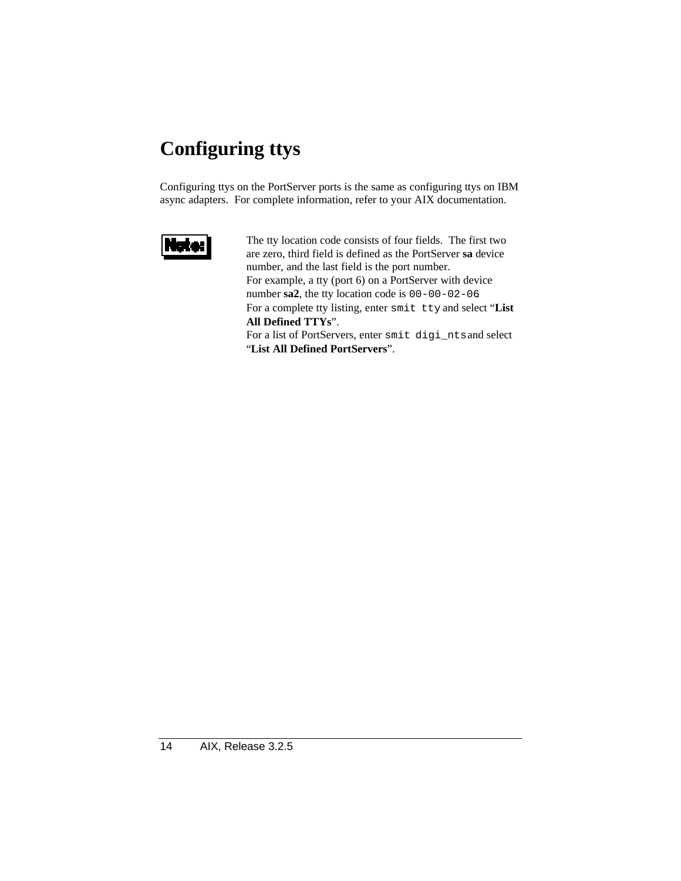# Configuring ttys

Configuring ttys on the PortServer ports is the same as configuring ttys on IBM async adapters. For complete information, refer to your AIX documentation.

**Note:**

The tty location code consists of four fields. The first two are zero, third field is defined as the PortServer **sa** device number, and the last field is the port number.
For example, a tty (port 6) on a PortServer with device number **sa2**, the tty location code is `00-00-02-06`
For a complete tty listing, enter `smit tty` and select "**List All Defined TTYs**".
For a list of PortServers, enter `smit digi_nts` and select "**List All Defined PortServers**".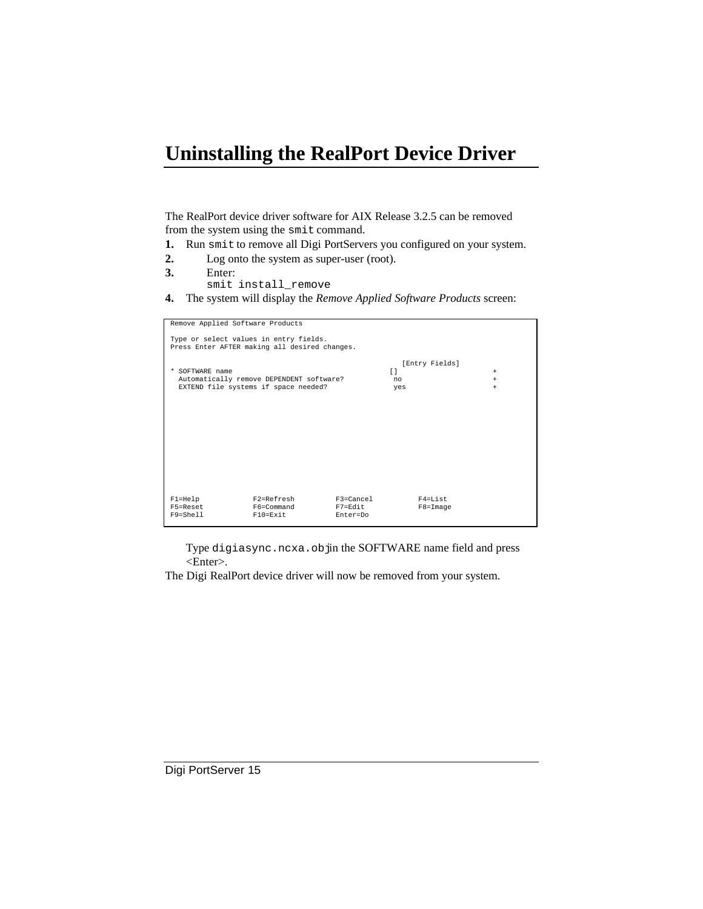# Uninstalling the RealPort Device Driver

The RealPort device driver software for AIX Release 3.2.5 can be removed from the system using the `smit` command.

1. Run `smit` to remove all Digi PortServers you configured on your system.
2. Log onto the system as super-user (root).
3. Enter:
   `smit install_remove`
4. The system will display the *Remove Applied Software Products* screen:

```
Remove Applied Software Products

Type or select values in entry fields.
Press Enter AFTER making all desired changes.

                                                       [Entry Fields]
* SOFTWARE name                                      []                        +
  Automatically remove DEPENDENT software?            no                       +
  EXTEND file systems if space needed?                yes                      +

F1=Help            F2=Refresh          F3=Cancel           F4=List
F5=Reset           F6=Command          F7=Edit             F8=Image
F9=Shell           F10=Exit            Enter=Do
```

Type `digiasync.ncxa.obj` in the SOFTWARE name field and press <Enter>.

The Digi RealPort device driver will now be removed from your system.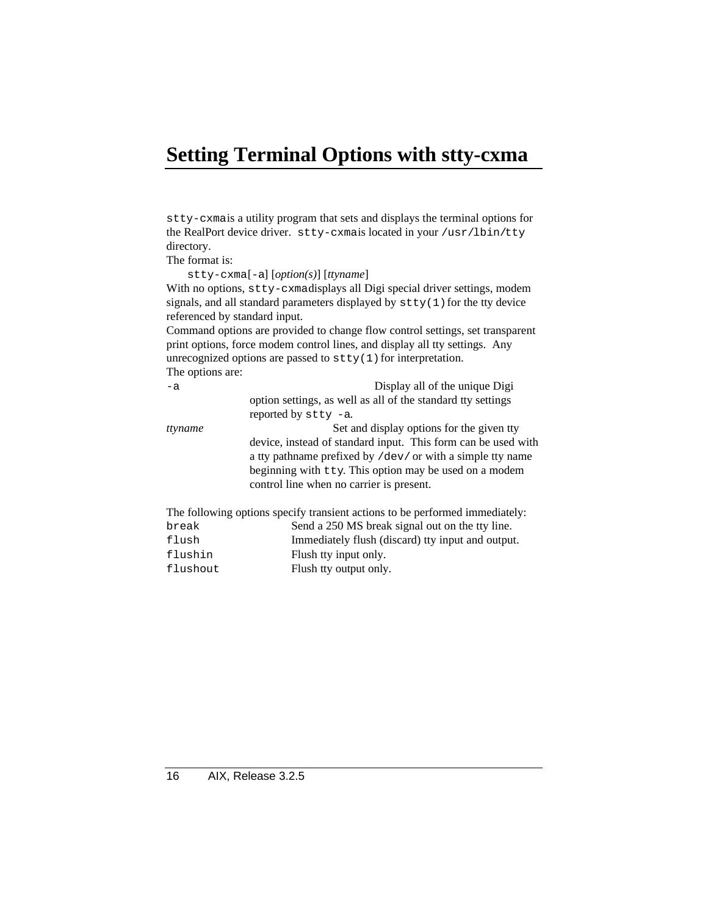# Setting Terminal Options with stty-cxma

`stty-cxma` is a utility program that sets and displays the terminal options for the RealPort device driver. `stty-cxma` is located in your `/usr/lbin/tty` directory.

The format is:

`stty-cxma` [`-a`] [*option(s)*] [*ttyname*]

With no options, `stty-cxma` displays all Digi special driver settings, modem signals, and all standard parameters displayed by `stty(1)` for the tty device referenced by standard input.

Command options are provided to change flow control settings, set transparent print options, force modem control lines, and display all tty settings. Any unrecognized options are passed to `stty(1)` for interpretation.

The options are:

`-a`
: Display all of the unique Digi option settings, as well as all of the standard tty settings reported by `stty -a`.

*ttyname*
: Set and display options for the given tty device, instead of standard input. This form can be used with a tty pathname prefixed by `/dev/` or with a simple tty name beginning with `tty`. This option may be used on a modem control line when no carrier is present.

The following options specify transient actions to be performed immediately:

| | |
|---|---|
| `break` | Send a 250 MS break signal out on the tty line. |
| `flush` | Immediately flush (discard) tty input and output. |
| `flushin` | Flush tty input only. |
| `flushout` | Flush tty output only. |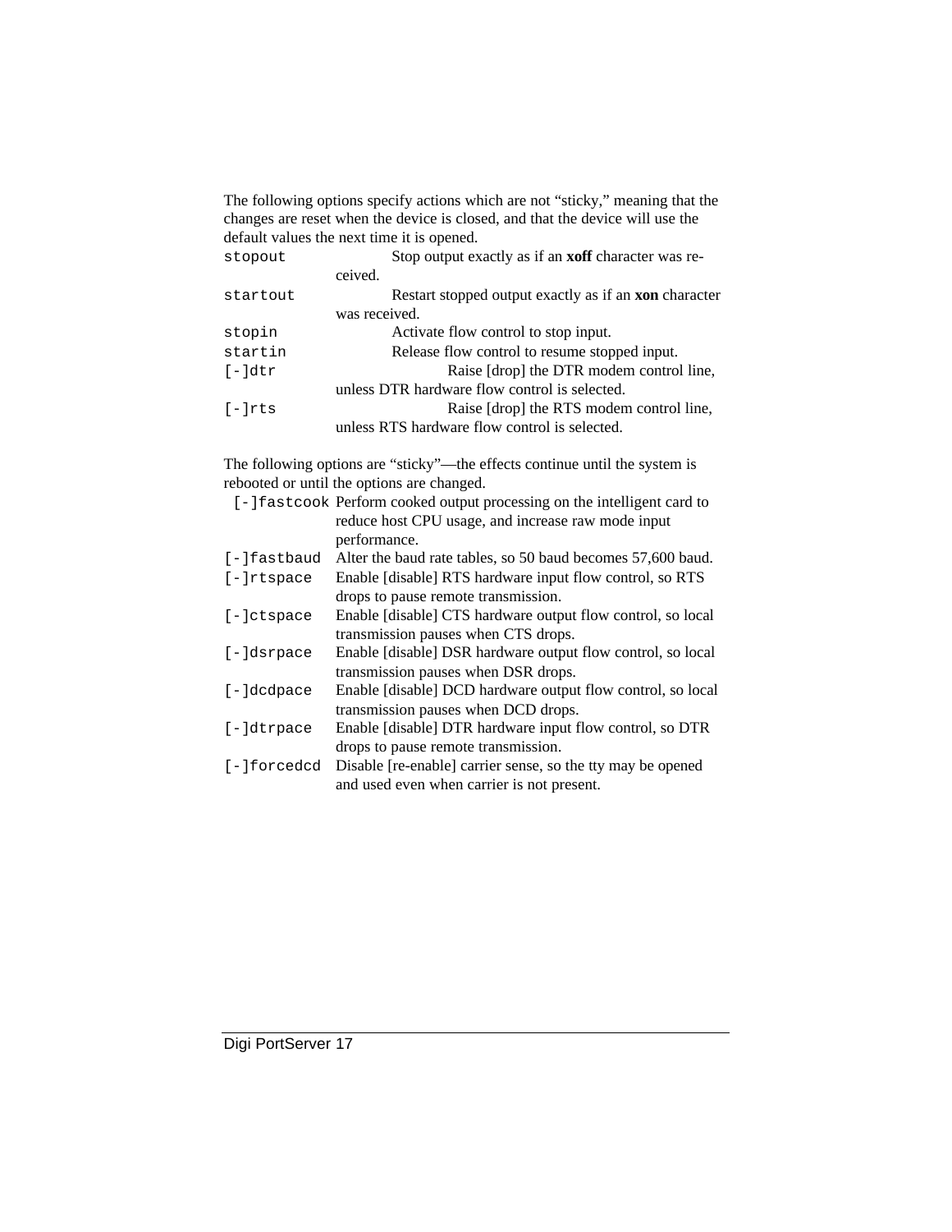The following options specify actions which are not “sticky,” meaning that the changes are reset when the device is closed, and that the device will use the default values the next time it is opened.

| | |
|---|---|
| `stopout` | Stop output exactly as if an **xoff** character was received. |
| `startout` | Restart stopped output exactly as if an **xon** character was received. |
| `stopin` | Activate flow control to stop input. |
| `startin` | Release flow control to resume stopped input. |
| `[-]dtr` | Raise [drop] the DTR modem control line, unless DTR hardware flow control is selected. |
| `[-]rts` | Raise [drop] the RTS modem control line, unless RTS hardware flow control is selected. |

The following options are “sticky”—the effects continue until the system is rebooted or until the options are changed.

| | |
|---|---|
| `[-]fastcook` | Perform cooked output processing on the intelligent card to reduce host CPU usage, and increase raw mode input performance. |
| `[-]fastbaud` | Alter the baud rate tables, so 50 baud becomes 57,600 baud. |
| `[-]rtspace` | Enable [disable] RTS hardware input flow control, so RTS drops to pause remote transmission. |
| `[-]ctspace` | Enable [disable] CTS hardware output flow control, so local transmission pauses when CTS drops. |
| `[-]dsrpace` | Enable [disable] DSR hardware output flow control, so local transmission pauses when DSR drops. |
| `[-]dcdpace` | Enable [disable] DCD hardware output flow control, so local transmission pauses when DCD drops. |
| `[-]dtrpace` | Enable [disable] DTR hardware input flow control, so DTR drops to pause remote transmission. |
| `[-]forcedcd` | Disable [re-enable] carrier sense, so the tty may be opened and used even when carrier is not present. |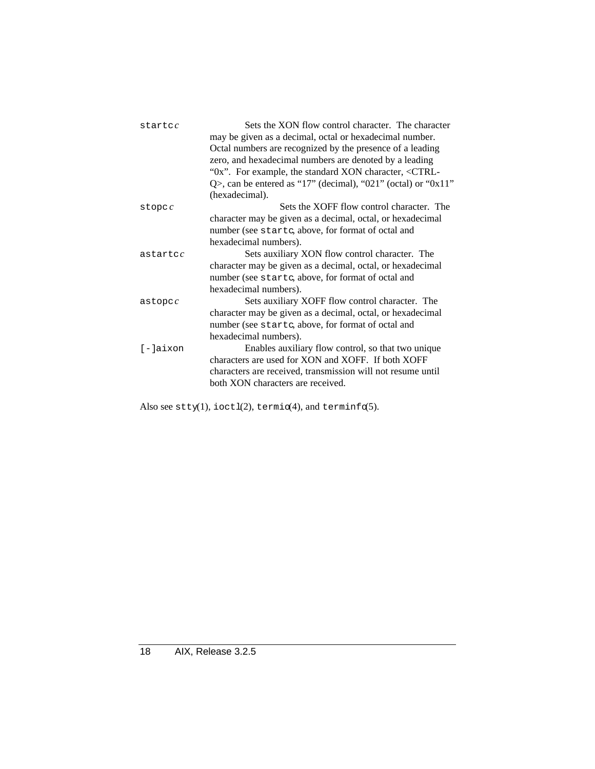`startc` *c*
: Sets the XON flow control character. The character may be given as a decimal, octal or hexadecimal number. Octal numbers are recognized by the presence of a leading zero, and hexadecimal numbers are denoted by a leading "0x". For example, the standard XON character, <CTRL-Q>, can be entered as "17" (decimal), "021" (octal) or "0x11" (hexadecimal).

`stopc` *c*
: Sets the XOFF flow control character. The character may be given as a decimal, octal, or hexadecimal number (see `startc`, above, for format of octal and hexadecimal numbers).

`astartc` *c*
: Sets auxiliary XON flow control character. The character may be given as a decimal, octal, or hexadecimal number (see `startc`, above, for format of octal and hexadecimal numbers).

`astopc` *c*
: Sets auxiliary XOFF flow control character. The character may be given as a decimal, octal, or hexadecimal number (see `startc`, above, for format of octal and hexadecimal numbers).

`[-]aixon`
: Enables auxiliary flow control, so that two unique characters are used for XON and XOFF. If both XOFF characters are received, transmission will not resume until both XON characters are received.

Also see `stty`(1), `ioctl`(2), `termio`(4), and `terminfo`(5).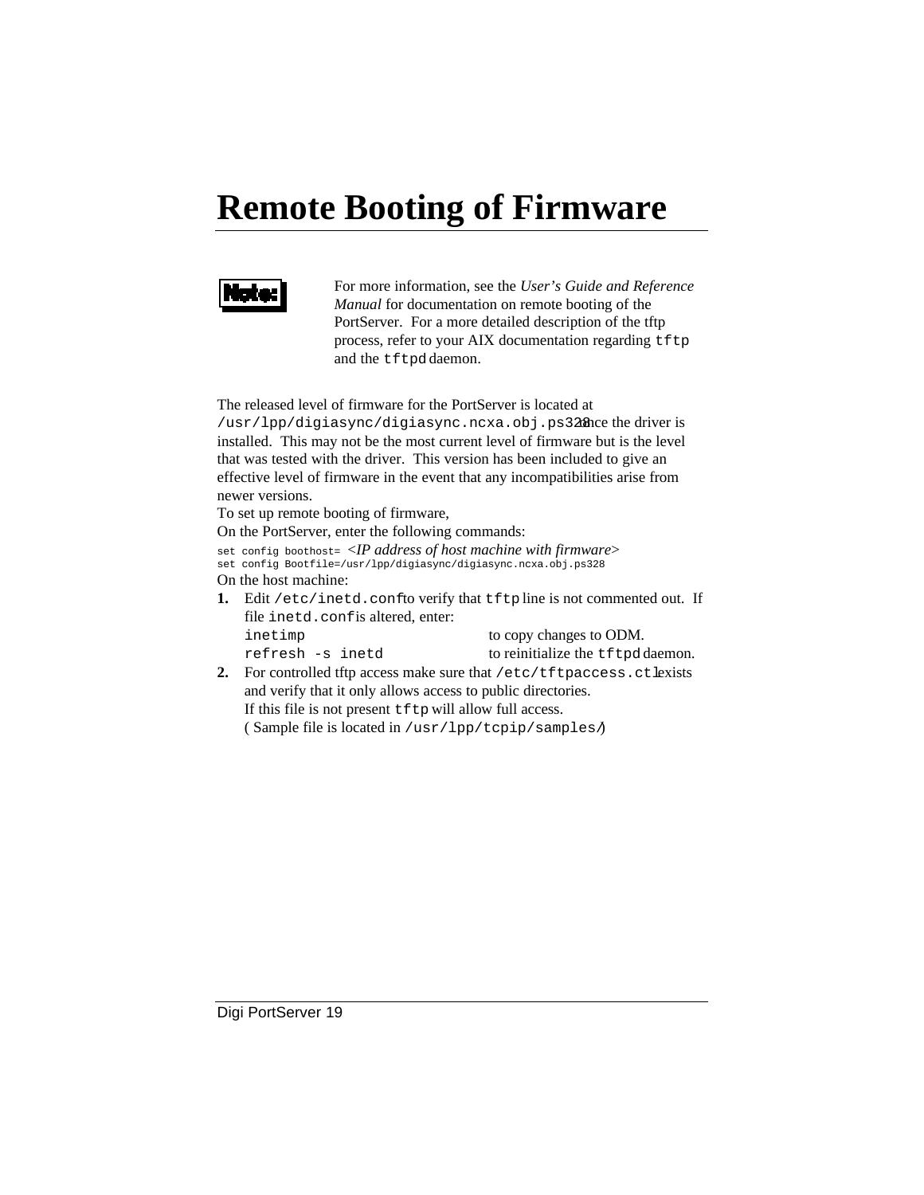# Remote Booting of Firmware

**Note:** For more information, see the *User's Guide and Reference Manual* for documentation on remote booting of the PortServer. For a more detailed description of the tftp process, refer to your AIX documentation regarding `tftp` and the `tftpd` daemon.

The released level of firmware for the PortServer is located at `/usr/lpp/digiasync/digiasync.ncxa.obj.ps328` once the driver is installed. This may not be the most current level of firmware but is the level that was tested with the driver. This version has been included to give an effective level of firmware in the event that any incompatibilities arise from newer versions.

To set up remote booting of firmware,

On the PortServer, enter the following commands:

```
set config boothost= <IP address of host machine with firmware>
set config Bootfile=/usr/lpp/digiasync/digiasync.ncxa.obj.ps328
```

On the host machine:

1. Edit `/etc/inetd.conf` to verify that `tftp` line is not commented out. If file `inetd.conf` is altered, enter:

   | | |
   |---|---|
   | `inetimp` | to copy changes to ODM. |
   | `refresh -s inetd` | to reinitialize the `tftpd` daemon. |

2. For controlled tftp access make sure that `/etc/tftpaccess.ctl` exists and verify that it only allows access to public directories.
   If this file is not present `tftp` will allow full access.
   ( Sample file is located in `/usr/lpp/tcpip/samples/`)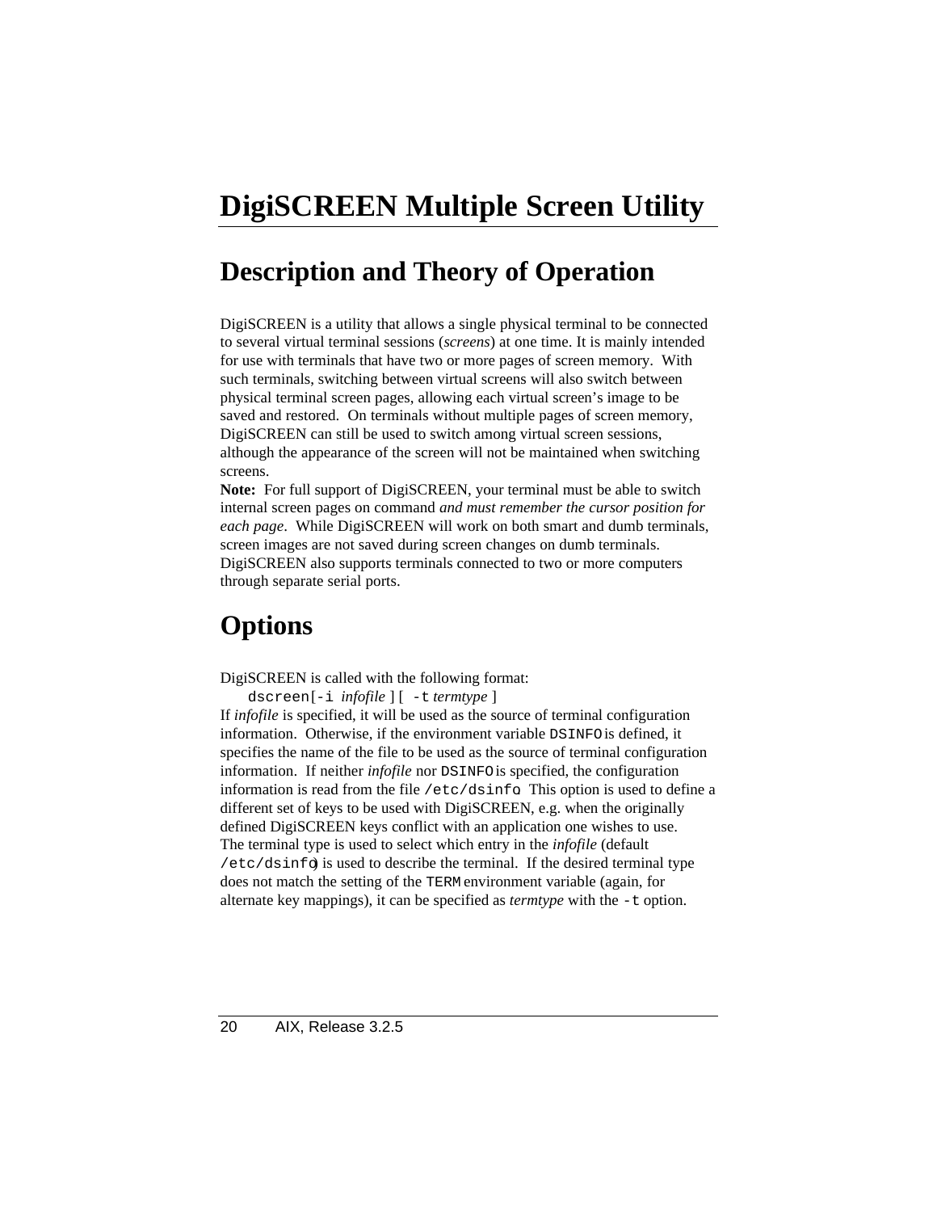# DigiSCREEN Multiple Screen Utility

## Description and Theory of Operation

DigiSCREEN is a utility that allows a single physical terminal to be connected to several virtual terminal sessions (*screens*) at one time. It is mainly intended for use with terminals that have two or more pages of screen memory. With such terminals, switching between virtual screens will also switch between physical terminal screen pages, allowing each virtual screen's image to be saved and restored. On terminals without multiple pages of screen memory, DigiSCREEN can still be used to switch among virtual screen sessions, although the appearance of the screen will not be maintained when switching screens.

**Note:** For full support of DigiSCREEN, your terminal must be able to switch internal screen pages on command *and must remember the cursor position for each page*. While DigiSCREEN will work on both smart and dumb terminals, screen images are not saved during screen changes on dumb terminals.

DigiSCREEN also supports terminals connected to two or more computers through separate serial ports.

## Options

DigiSCREEN is called with the following format:

`dscreen` [`-i` *infofile* ] [ `-t` *termtype* ]

If *infofile* is specified, it will be used as the source of terminal configuration information. Otherwise, if the environment variable `DSINFO` is defined, it specifies the name of the file to be used as the source of terminal configuration information. If neither *infofile* nor `DSINFO` is specified, the configuration information is read from the file `/etc/dsinfo`. This option is used to define a different set of keys to be used with DigiSCREEN, e.g. when the originally defined DigiSCREEN keys conflict with an application one wishes to use.

The terminal type is used to select which entry in the *infofile* (default `/etc/dsinfo`) is used to describe the terminal. If the desired terminal type does not match the setting of the `TERM` environment variable (again, for alternate key mappings), it can be specified as *termtype* with the `-t` option.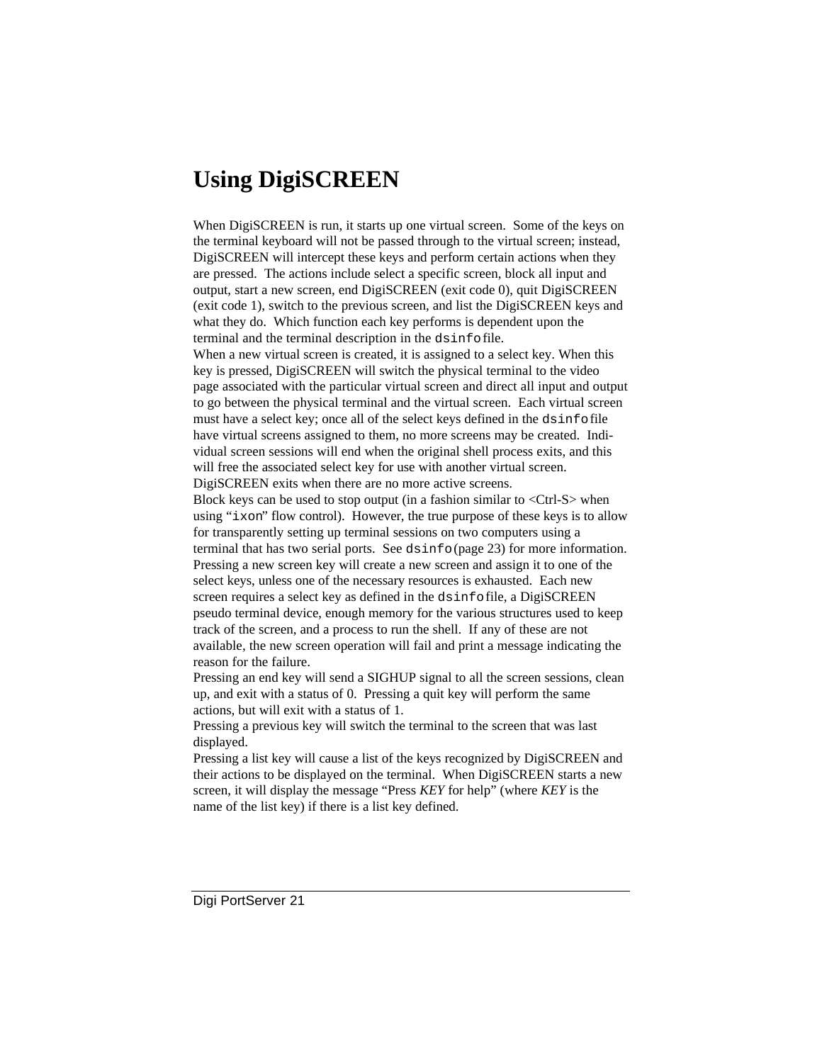# Using DigiSCREEN

When DigiSCREEN is run, it starts up one virtual screen. Some of the keys on the terminal keyboard will not be passed through to the virtual screen; instead, DigiSCREEN will intercept these keys and perform certain actions when they are pressed. The actions include select a specific screen, block all input and output, start a new screen, end DigiSCREEN (exit code 0), quit DigiSCREEN (exit code 1), switch to the previous screen, and list the DigiSCREEN keys and what they do. Which function each key performs is dependent upon the terminal and the terminal description in the `dsinfo` file.

When a new virtual screen is created, it is assigned to a select key. When this key is pressed, DigiSCREEN will switch the physical terminal to the video page associated with the particular virtual screen and direct all input and output to go between the physical terminal and the virtual screen. Each virtual screen must have a select key; once all of the select keys defined in the `dsinfo` file have virtual screens assigned to them, no more screens may be created. Individual screen sessions will end when the original shell process exits, and this will free the associated select key for use with another virtual screen. DigiSCREEN exits when there are no more active screens.

Block keys can be used to stop output (in a fashion similar to <Ctrl-S> when using "`ixon`" flow control). However, the true purpose of these keys is to allow for transparently setting up terminal sessions on two computers using a terminal that has two serial ports. See `dsinfo` (page 23) for more information.

Pressing a new screen key will create a new screen and assign it to one of the select keys, unless one of the necessary resources is exhausted. Each new screen requires a select key as defined in the `dsinfo` file, a DigiSCREEN pseudo terminal device, enough memory for the various structures used to keep track of the screen, and a process to run the shell. If any of these are not available, the new screen operation will fail and print a message indicating the reason for the failure.

Pressing an end key will send a SIGHUP signal to all the screen sessions, clean up, and exit with a status of 0. Pressing a quit key will perform the same actions, but will exit with a status of 1.

Pressing a previous key will switch the terminal to the screen that was last displayed.

Pressing a list key will cause a list of the keys recognized by DigiSCREEN and their actions to be displayed on the terminal. When DigiSCREEN starts a new screen, it will display the message "Press *KEY* for help" (where *KEY* is the name of the list key) if there is a list key defined.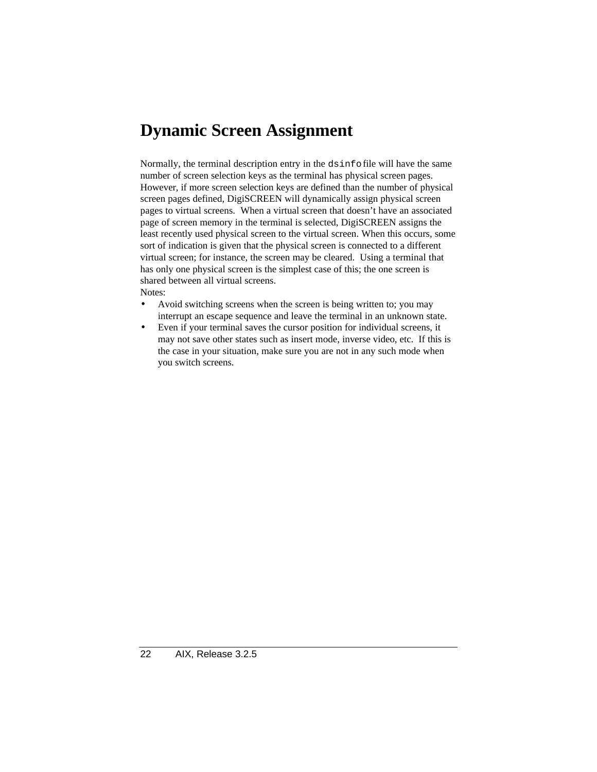# Dynamic Screen Assignment

Normally, the terminal description entry in the `dsinfo` file will have the same number of screen selection keys as the terminal has physical screen pages. However, if more screen selection keys are defined than the number of physical screen pages defined, DigiSCREEN will dynamically assign physical screen pages to virtual screens. When a virtual screen that doesn't have an associated page of screen memory in the terminal is selected, DigiSCREEN assigns the least recently used physical screen to the virtual screen. When this occurs, some sort of indication is given that the physical screen is connected to a different virtual screen; for instance, the screen may be cleared. Using a terminal that has only one physical screen is the simplest case of this; the one screen is shared between all virtual screens.

Notes:

- Avoid switching screens when the screen is being written to; you may interrupt an escape sequence and leave the terminal in an unknown state.
- Even if your terminal saves the cursor position for individual screens, it may not save other states such as insert mode, inverse video, etc. If this is the case in your situation, make sure you are not in any such mode when you switch screens.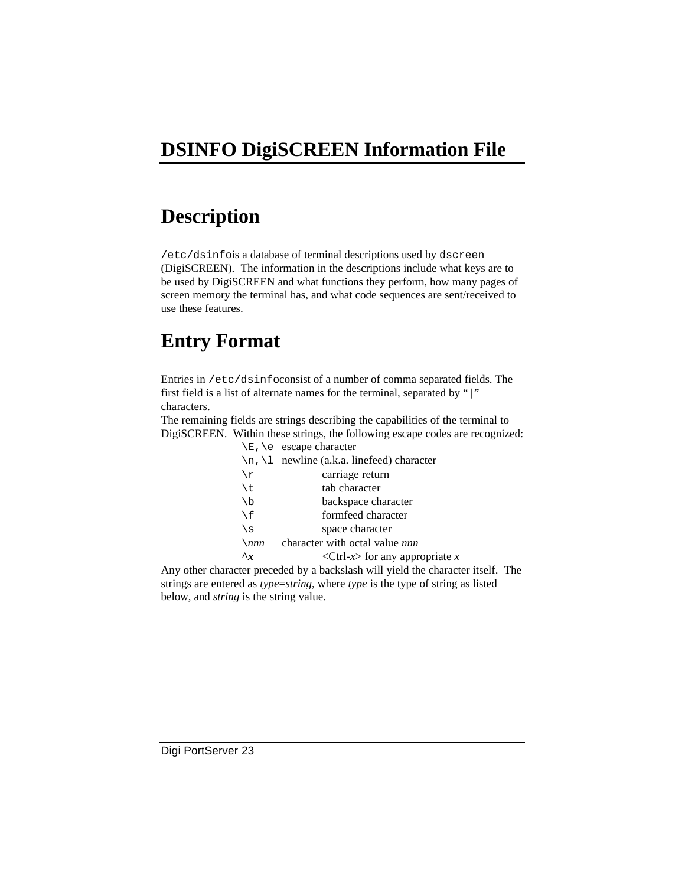# DSINFO DigiSCREEN Information File

## Description

`/etc/dsinfo` is a database of terminal descriptions used by `dscreen` (DigiSCREEN). The information in the descriptions include what keys are to be used by DigiSCREEN and what functions they perform, how many pages of screen memory the terminal has, and what code sequences are sent/received to use these features.

## Entry Format

Entries in `/etc/dsinfo` consist of a number of comma separated fields. The first field is a list of alternate names for the terminal, separated by "`|`" characters.

The remaining fields are strings describing the capabilities of the terminal to DigiSCREEN. Within these strings, the following escape codes are recognized:

| | |
|---|---|
| `\E`,`\e` | escape character |
| `\n`,`\l` | newline (a.k.a. linefeed) character |
| `\r` | carriage return |
| `\t` | tab character |
| `\b` | backspace character |
| `\f` | formfeed character |
| `\s` | space character |
| `\`*nnn* | character with octal value *nnn* |
| `^`***x*** | <Ctrl-*x*> for any appropriate *x* |

Any other character preceded by a backslash will yield the character itself. The strings are entered as *type*=*string*, where *type* is the type of string as listed below, and *string* is the string value.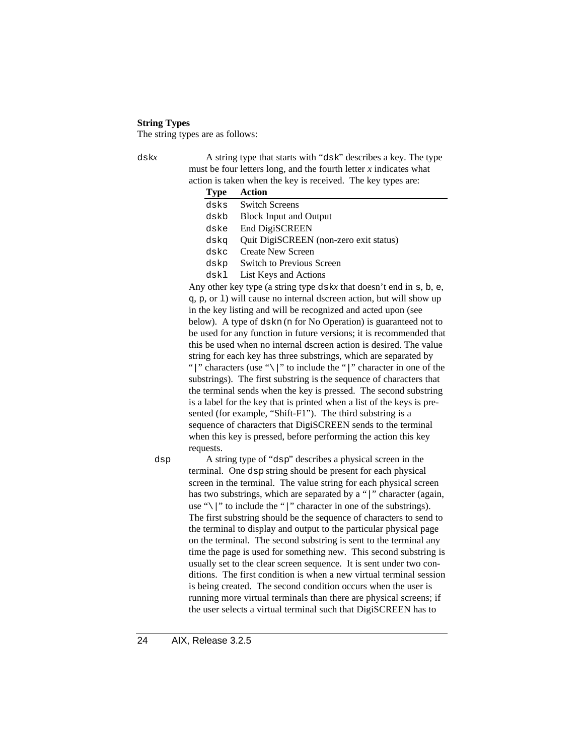**String Types**

The string types are as follows:

`dsk`*x* A string type that starts with "`dsk`" describes a key. The type must be four letters long, and the fourth letter *x* indicates what action is taken when the key is received. The key types are:

| Type | Action |
|---|---|
| `dsks` | Switch Screens |
| `dskb` | Block Input and Output |
| `dske` | End DigiSCREEN |
| `dskq` | Quit DigiSCREEN (non-zero exit status) |
| `dskc` | Create New Screen |
| `dskp` | Switch to Previous Screen |
| `dskl` | List Keys and Actions |

Any other key type (a string type `dsk`*x* that doesn't end in `s`, `b`, `e`, `q`, `p`, or `l`) will cause no internal dscreen action, but will show up in the key listing and will be recognized and acted upon (see below). A type of `dskn` (`n` for No Operation) is guaranteed not to be used for any function in future versions; it is recommended that this be used when no internal dscreen action is desired. The value string for each key has three substrings, which are separated by "`|`" characters (use "`\|`" to include the "`|`" character in one of the substrings). The first substring is the sequence of characters that the terminal sends when the key is pressed. The second substring is a label for the key that is printed when a list of the keys is presented (for example, "Shift-F1"). The third substring is a sequence of characters that DigiSCREEN sends to the terminal when this key is pressed, before performing the action this key requests.

`dsp` A string type of "`dsp`" describes a physical screen in the terminal. One `dsp` string should be present for each physical screen in the terminal. The value string for each physical screen has two substrings, which are separated by a "`|`" character (again, use "`\|`" to include the "`|`" character in one of the substrings). The first substring should be the sequence of characters to send to the terminal to display and output to the particular physical page on the terminal. The second substring is sent to the terminal any time the page is used for something new. This second substring is usually set to the clear screen sequence. It is sent under two conditions. The first condition is when a new virtual terminal session is being created. The second condition occurs when the user is running more virtual terminals than there are physical screens; if the user selects a virtual terminal such that DigiSCREEN has to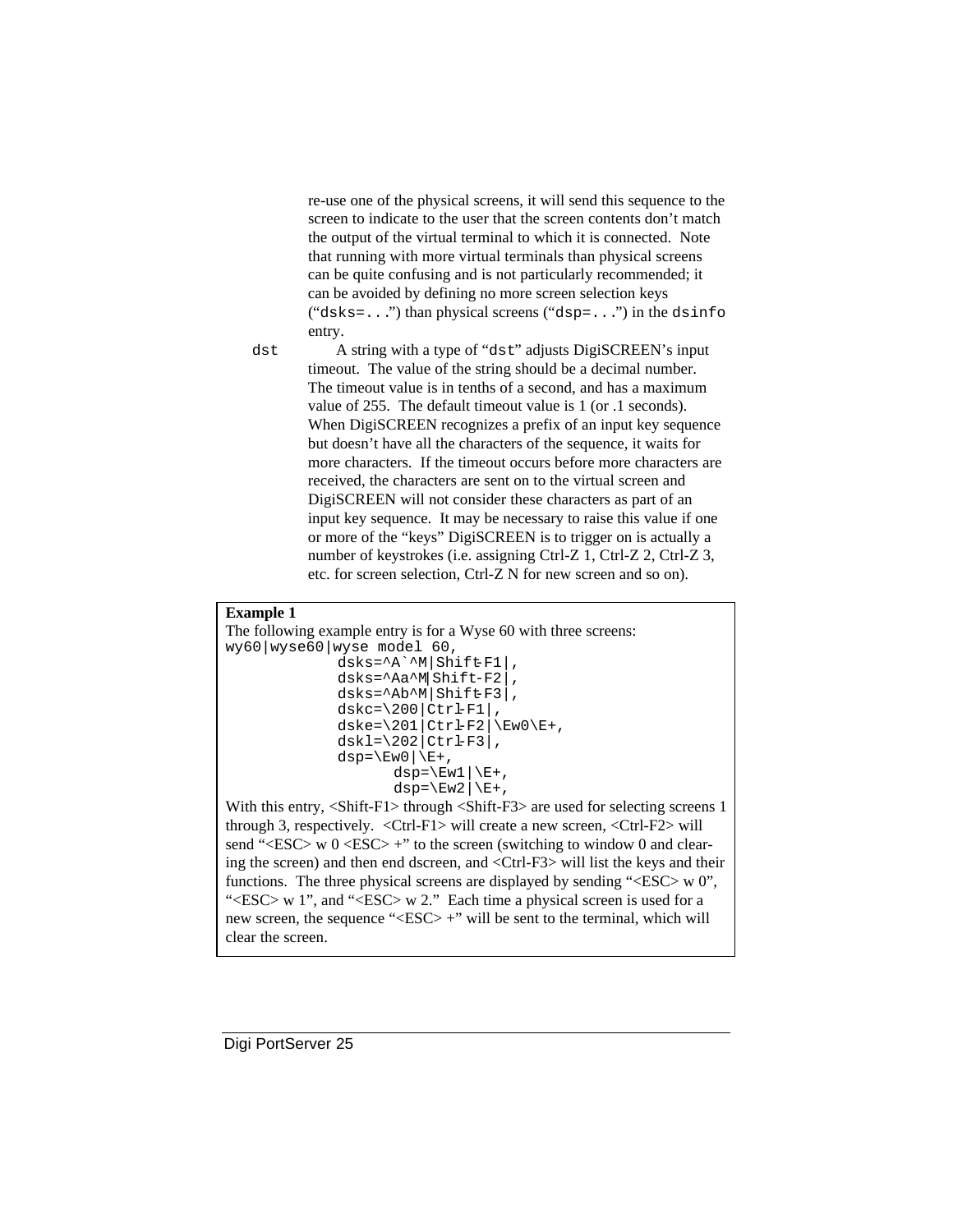re-use one of the physical screens, it will send this sequence to the screen to indicate to the user that the screen contents don't match the output of the virtual terminal to which it is connected. Note that running with more virtual terminals than physical screens can be quite confusing and is not particularly recommended; it can be avoided by defining no more screen selection keys (“`dsks=...`”) than physical screens (“`dsp=...`”) in the `dsinfo` entry.

`dst` A string with a type of “`dst`” adjusts DigiSCREEN's input timeout. The value of the string should be a decimal number. The timeout value is in tenths of a second, and has a maximum value of 255. The default timeout value is 1 (or .1 seconds). When DigiSCREEN recognizes a prefix of an input key sequence but doesn't have all the characters of the sequence, it waits for more characters. If the timeout occurs before more characters are received, the characters are sent on to the virtual screen and DigiSCREEN will not consider these characters as part of an input key sequence. It may be necessary to raise this value if one or more of the “keys” DigiSCREEN is to trigger on is actually a number of keystrokes (i.e. assigning Ctrl-Z 1, Ctrl-Z 2, Ctrl-Z 3, etc. for screen selection, Ctrl-Z N for new screen and so on).

**Example 1**

The following example entry is for a Wyse 60 with three screens:

```
wy60|wyse60|wyse model 60,
            dsks=^A`^M|Shift-F1|,
            dsks=^Aa^M|Shift-F2|,
            dsks=^Ab^M|Shift-F3|,
            dskc=\200|Ctrl-F1|,
            dske=\201|Ctrl-F2|\Ew0\E+,
            dskl=\202|Ctrl-F3|,
            dsp=\Ew0|\E+,
                  dsp=\Ew1|\E+,
                  dsp=\Ew2|\E+,
```

With this entry, <Shift-F1> through <Shift-F3> are used for selecting screens 1 through 3, respectively. <Ctrl-F1> will create a new screen, <Ctrl-F2> will send “<ESC> w 0 <ESC> +” to the screen (switching to window 0 and clearing the screen) and then end dscreen, and <Ctrl-F3> will list the keys and their functions. The three physical screens are displayed by sending “<ESC> w 0”, “<ESC> w 1”, and “<ESC> w 2.” Each time a physical screen is used for a new screen, the sequence “<ESC> +” will be sent to the terminal, which will clear the screen.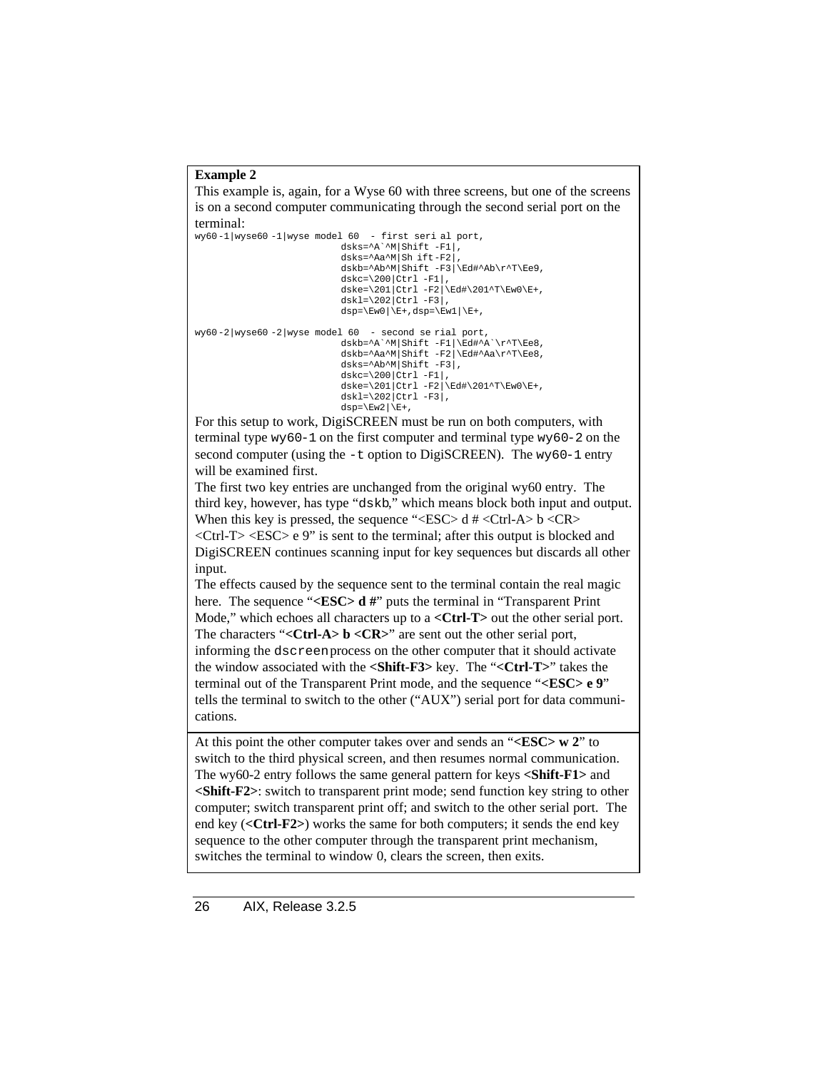**Example 2**

This example is, again, for a Wyse 60 with three screens, but one of the screens is on a second computer communicating through the second serial port on the terminal:

```
wy60-1|wyse60-1|wyse model 60  - first serial port,
                          dsks=^A`^M|Shift -F1|,
                          dsks=^Aa^M|Shift-F2|,
                          dskb=^Ab^M|Shift -F3|\Ed#^Ab\r^T\Ee9,
                          dskc=\200|Ctrl -F1|,
                          dske=\201|Ctrl -F2|\Ed#\201^T\Ew0\E+,
                          dskl=\202|Ctrl -F3|,
                          dsp=\Ew0|\E+,dsp=\Ew1|\E+,

wy60-2|wyse60-2|wyse model 60  - second serial port,
                          dskb=^A`^M|Shift -F1|\Ed#^A`\r^T\Ee8,
                          dskb=^Aa^M|Shift -F2|\Ed#^Aa\r^T\Ee8,
                          dsks=^Ab^M|Shift -F3|,
                          dskc=\200|Ctrl -F1|,
                          dske=\201|Ctrl -F2|\Ed#\201^T\Ew0\E+,
                          dskl=\202|Ctrl -F3|,
                          dsp=\Ew2|\E+,
```

For this setup to work, DigiSCREEN must be run on both computers, with terminal type `wy60-1` on the first computer and terminal type `wy60-2` on the second computer (using the `-t` option to DigiSCREEN). The `wy60-1` entry will be examined first.

The first two key entries are unchanged from the original wy60 entry. The third key, however, has type "`dskb`," which means block both input and output. When this key is pressed, the sequence "<ESC> d # <Ctrl-A> b <CR> <Ctrl-T> <ESC> e 9" is sent to the terminal; after this output is blocked and DigiSCREEN continues scanning input for key sequences but discards all other input.

The effects caused by the sequence sent to the terminal contain the real magic here. The sequence "**<ESC> d #**" puts the terminal in "Transparent Print Mode," which echoes all characters up to a **<Ctrl-T>** out the other serial port. The characters "**<Ctrl-A> b <CR>**" are sent out the other serial port, informing the `dscreen` process on the other computer that it should activate the window associated with the **<Shift-F3>** key. The "**<Ctrl-T>**" takes the terminal out of the Transparent Print mode, and the sequence "**<ESC> e 9**" tells the terminal to switch to the other ("AUX") serial port for data communications.

At this point the other computer takes over and sends an "**<ESC> w 2**" to switch to the third physical screen, and then resumes normal communication. The wy60-2 entry follows the same general pattern for keys **<Shift-F1>** and **<Shift-F2>**: switch to transparent print mode; send function key string to other computer; switch transparent print off; and switch to the other serial port. The end key (**<Ctrl-F2>**) works the same for both computers; it sends the end key sequence to the other computer through the transparent print mechanism, switches the terminal to window 0, clears the screen, then exits.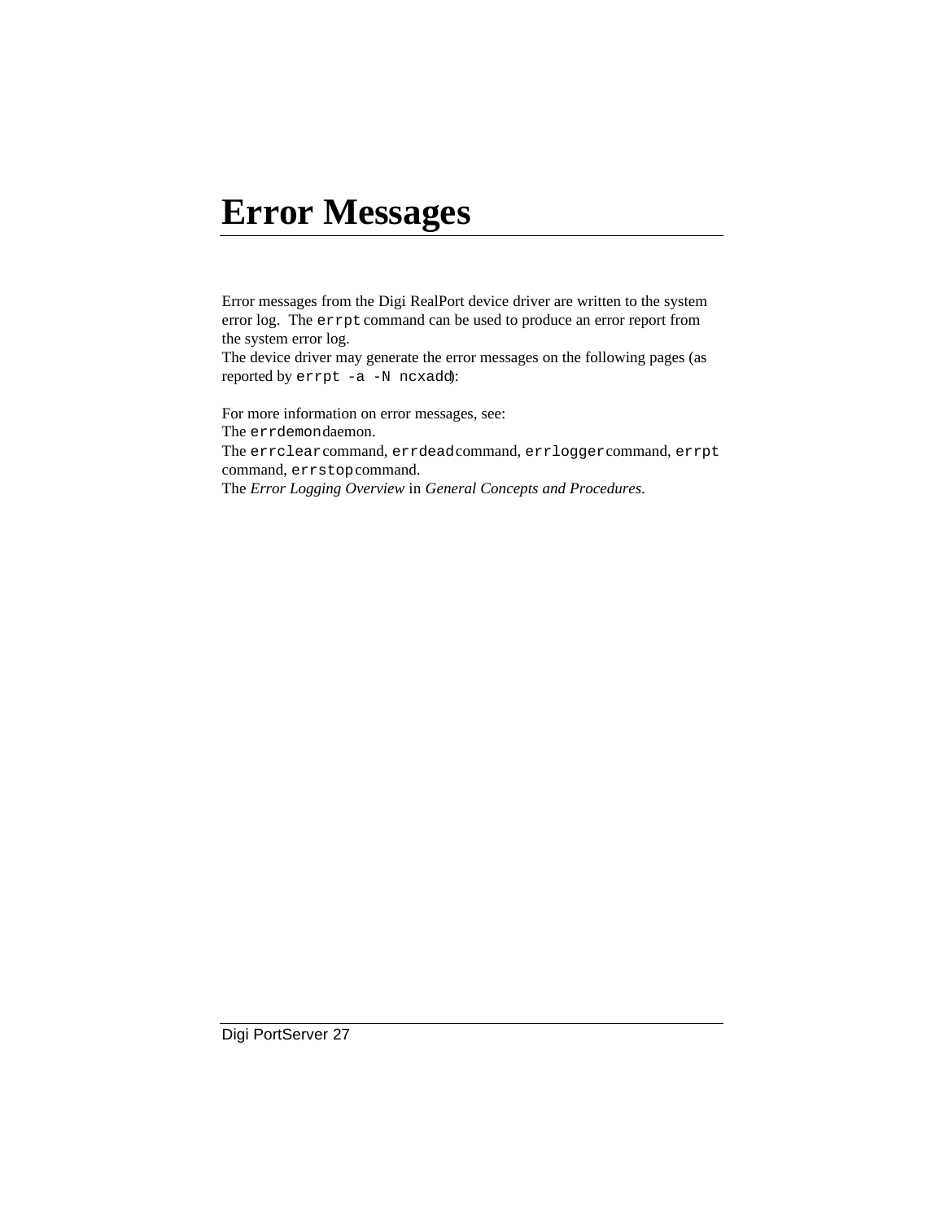# Error Messages

Error messages from the Digi RealPort device driver are written to the system error log. The `errpt` command can be used to produce an error report from the system error log.
The device driver may generate the error messages on the following pages (as reported by `errpt -a -N ncxadd`):

For more information on error messages, see:
The `errdemon` daemon.
The `errclear` command, `errdead` command, `errlogger` command, `errpt` command, `errstop` command.
The *Error Logging Overview* in *General Concepts and Procedures*.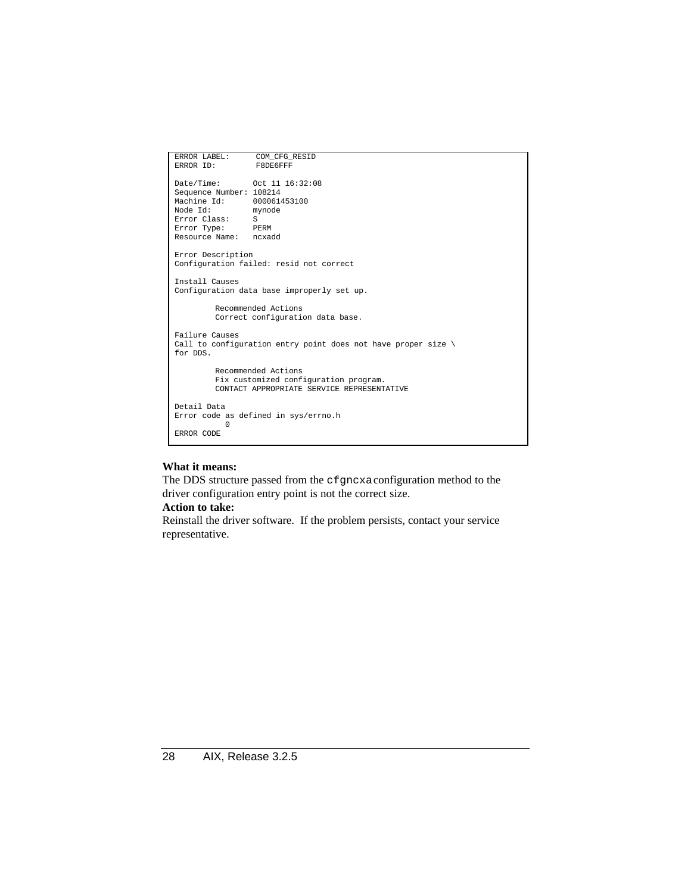```
ERROR LABEL:      COM_CFG_RESID
ERROR ID:         F8DE6FFF

Date/Time:       Oct 11 16:32:08
Sequence Number: 108214
Machine Id:      000061453100
Node Id:         mynode
Error Class:     S
Error Type:      PERM
Resource Name:   ncxadd

Error Description
Configuration failed: resid not correct

Install Causes
Configuration data base improperly set up.

        Recommended Actions
        Correct configuration data base.

Failure Causes
Call to configuration entry point does not have proper size \
for DDS.

        Recommended Actions
        Fix customized configuration program.
        CONTACT APPROPRIATE SERVICE REPRESENTATIVE

Detail Data
Error code as defined in sys/errno.h
          0
ERROR CODE
```

**What it means:**
The DDS structure passed from the `cfgncxa` configuration method to the driver configuration entry point is not the correct size.

**Action to take:**
Reinstall the driver software. If the problem persists, contact your service representative.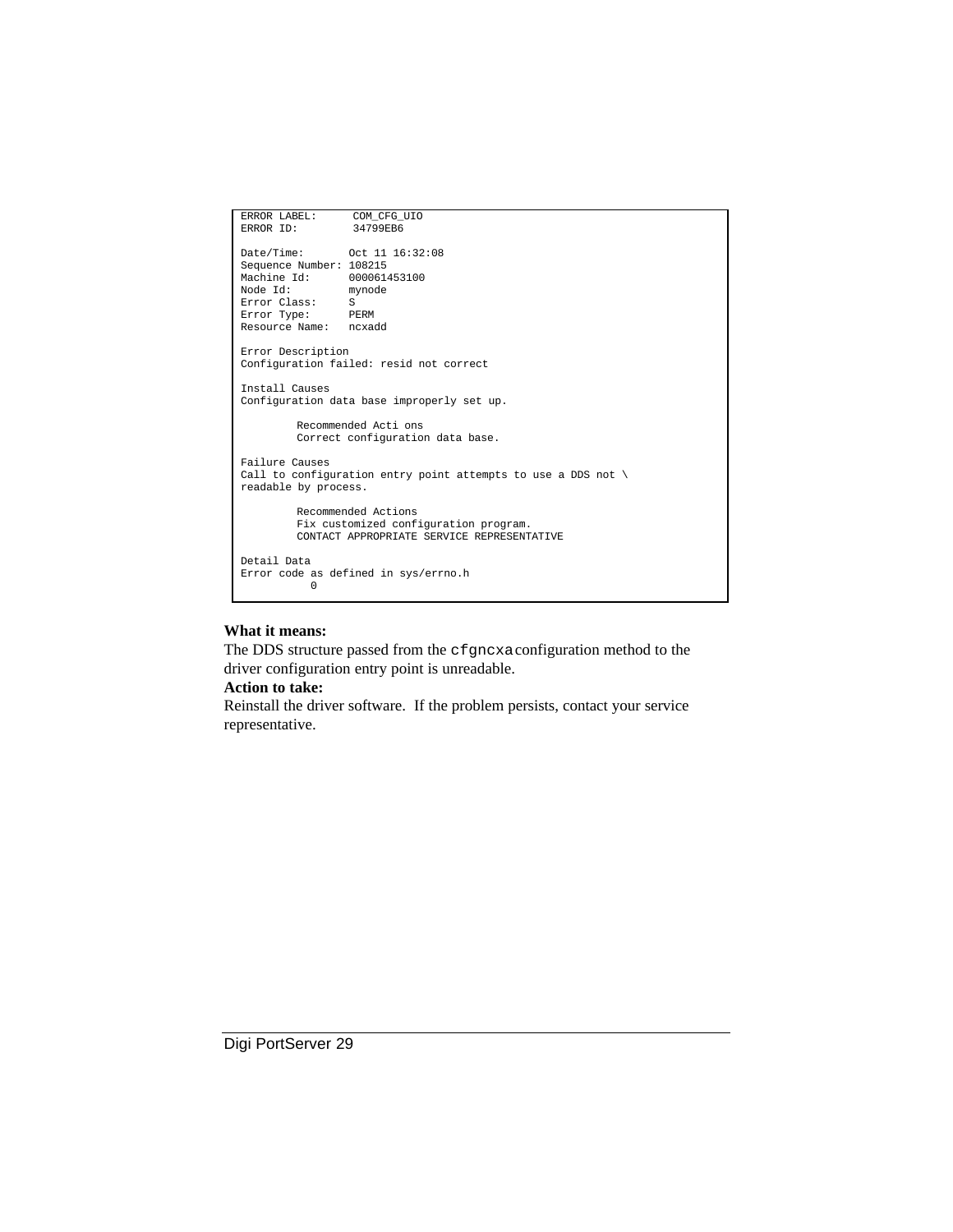```
ERROR LABEL:      COM_CFG_UIO
ERROR ID:         34799EB6

Date/Time:       Oct 11 16:32:08
Sequence Number: 108215
Machine Id:      000061453100
Node Id:         mynode
Error Class:     S
Error Type:      PERM
Resource Name:   ncxadd

Error Description
Configuration failed: resid not correct

Install Causes
Configuration data base improperly set up.

        Recommended Acti ons
        Correct configuration data base.

Failure Causes
Call to configuration entry point attempts to use a DDS not \
readable by process.

        Recommended Actions
        Fix customized configuration program.
        CONTACT APPROPRIATE SERVICE REPRESENTATIVE

Detail Data
Error code as defined in sys/errno.h
          0
```

**What it means:**
The DDS structure passed from the `cfgncxa` configuration method to the driver configuration entry point is unreadable.

**Action to take:**
Reinstall the driver software. If the problem persists, contact your service representative.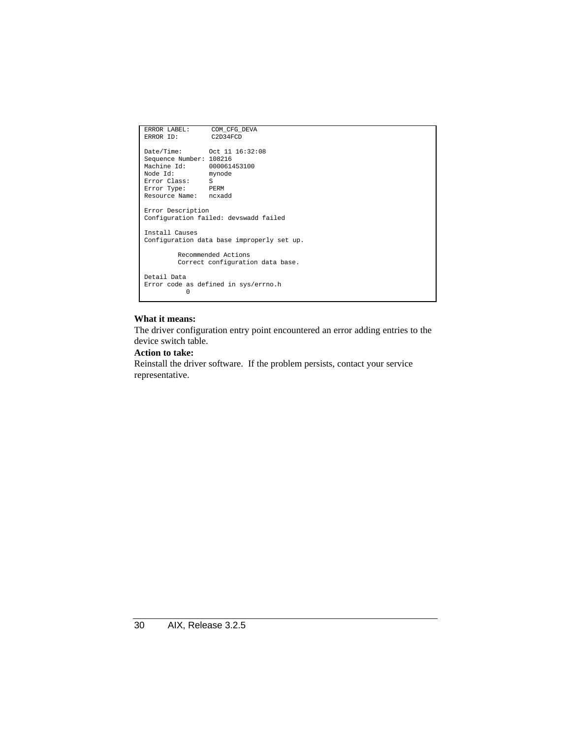```
ERROR LABEL:      COM_CFG_DEVA
ERROR ID:         C2D34FCD

Date/Time:       Oct 11 16:32:08
Sequence Number: 108216
Machine Id:      000061453100
Node Id:         mynode
Error Class:     S
Error Type:      PERM
Resource Name:   ncxadd

Error Description
Configuration failed: devswadd failed

Install Causes
Configuration data base improperly set up.

         Recommended Actions
         Correct configuration data base.

Detail Data
Error code as defined in sys/errno.h
           0
```

**What it means:**
The driver configuration entry point encountered an error adding entries to the device switch table.

**Action to take:**
Reinstall the driver software. If the problem persists, contact your service representative.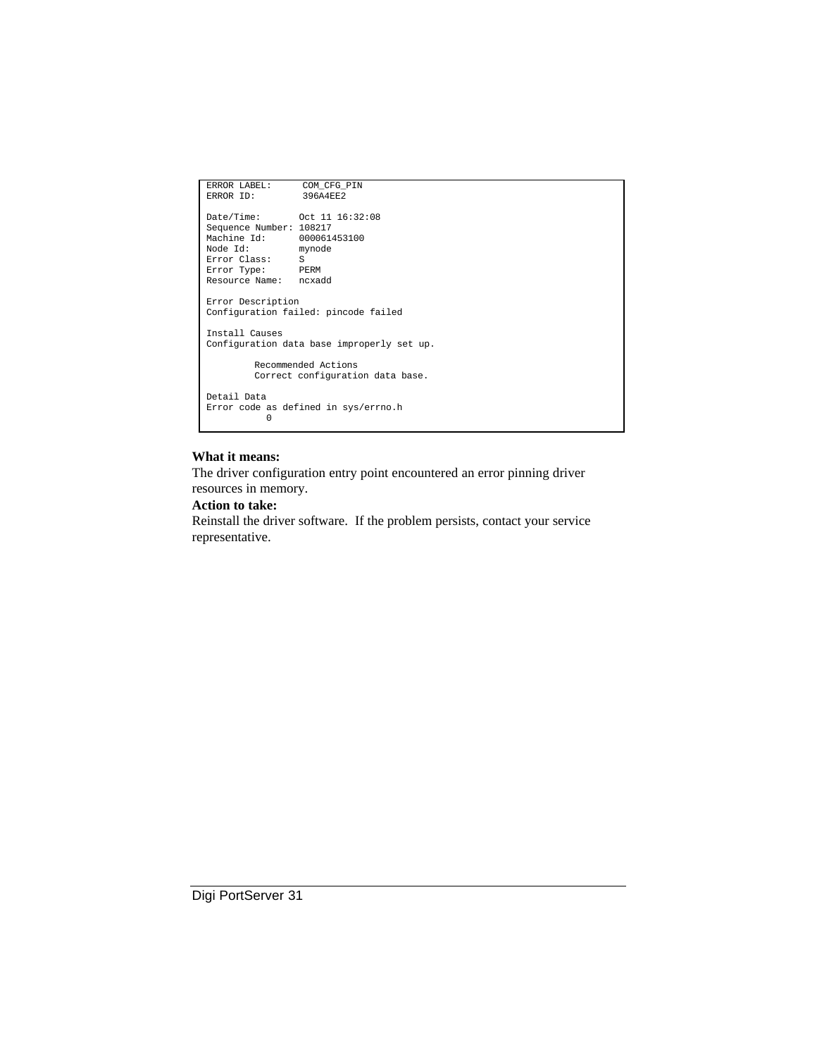```
ERROR LABEL:      COM_CFG_PIN
ERROR ID:         396A4EE2

Date/Time:       Oct 11 16:32:08
Sequence Number: 108217
Machine Id:      000061453100
Node Id:         mynode
Error Class:     S
Error Type:      PERM
Resource Name:   ncxadd

Error Description
Configuration failed: pincode failed

Install Causes
Configuration data base improperly set up.

         Recommended Actions
         Correct configuration data base.

Detail Data
Error code as defined in sys/errno.h
           0
```

**What it means:**

The driver configuration entry point encountered an error pinning driver resources in memory.

**Action to take:**

Reinstall the driver software. If the problem persists, contact your service representative.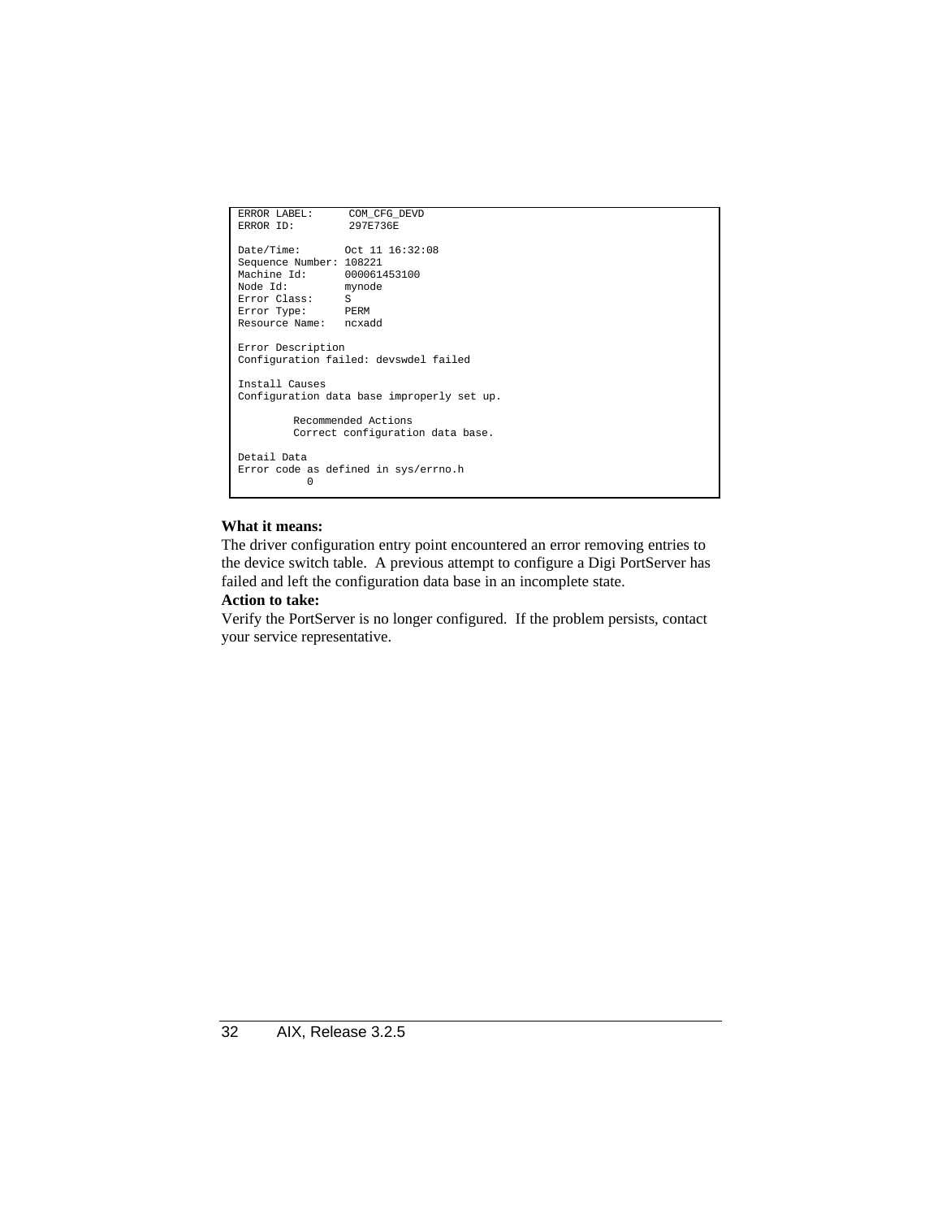```
ERROR LABEL:      COM_CFG_DEVD
ERROR ID:         297E736E

Date/Time:       Oct 11 16:32:08
Sequence Number: 108221
Machine Id:      000061453100
Node Id:         mynode
Error Class:     S
Error Type:      PERM
Resource Name:   ncxadd

Error Description
Configuration failed: devswdel failed

Install Causes
Configuration data base improperly set up.

         Recommended Actions
         Correct configuration data base.

Detail Data
Error code as defined in sys/errno.h
           0
```

**What it means:**
The driver configuration entry point encountered an error removing entries to the device switch table. A previous attempt to configure a Digi PortServer has failed and left the configuration data base in an incomplete state.

**Action to take:**
Verify the PortServer is no longer configured. If the problem persists, contact your service representative.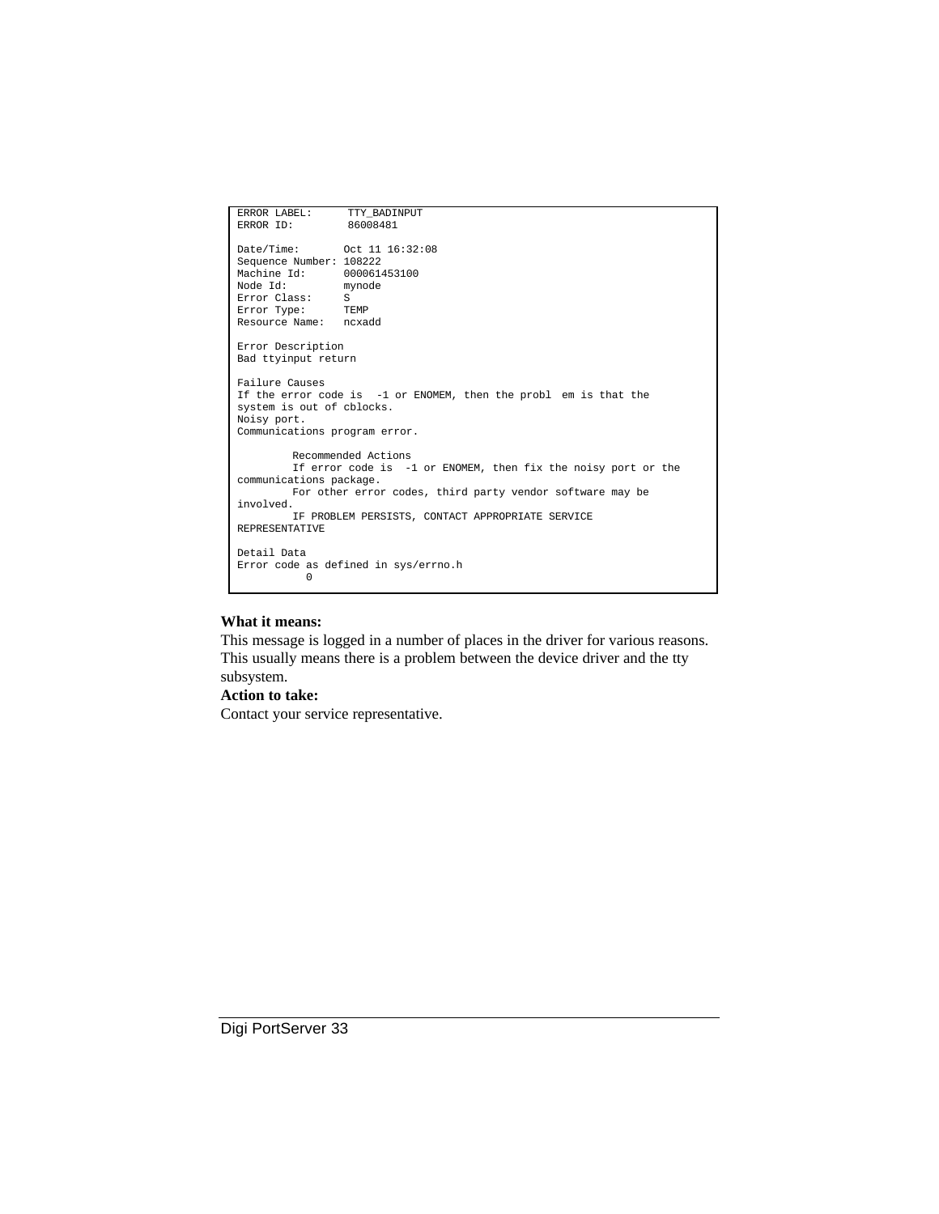```
ERROR LABEL:      TTY_BADINPUT
ERROR ID:         86008481

Date/Time:       Oct 11 16:32:08
Sequence Number: 108222
Machine Id:      000061453100
Node Id:         mynode
Error Class:     S
Error Type:      TEMP
Resource Name:   ncxadd

Error Description
Bad ttyinput return

Failure Causes
If the error code is  -1 or ENOMEM, then the probl  em is that the
system is out of cblocks.
Noisy port.
Communications program error.

        Recommended Actions
        If error code is  -1 or ENOMEM, then fix the noisy port or the
communications package.
        For other error codes, third party vendor software may be
involved.
        IF PROBLEM PERSISTS, CONTACT APPROPRIATE SERVICE
REPRESENTATIVE

Detail Data
Error code as defined in sys/errno.h
           0
```

**What it means:**

This message is logged in a number of places in the driver for various reasons. This usually means there is a problem between the device driver and the tty subsystem.

**Action to take:**

Contact your service representative.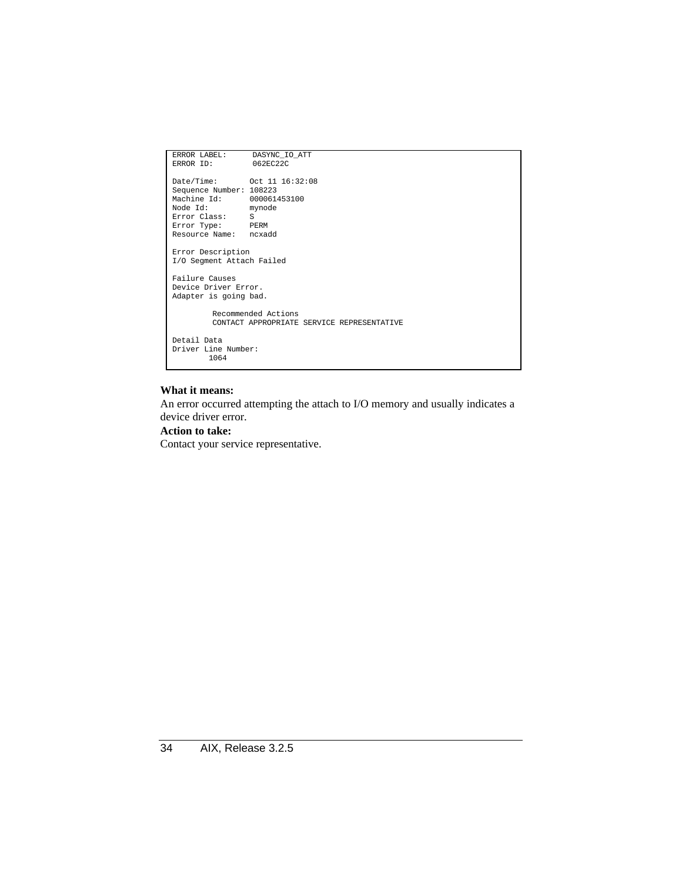```
ERROR LABEL:      DASYNC_IO_ATT
ERROR ID:         062EC22C

Date/Time:        Oct 11 16:32:08
Sequence Number: 108223
Machine Id:       000061453100
Node Id:          mynode
Error Class:      S
Error Type:       PERM
Resource Name:    ncxadd

Error Description
I/O Segment Attach Failed

Failure Causes
Device Driver Error.
Adapter is going bad.

         Recommended Actions
         CONTACT APPROPRIATE SERVICE REPRESENTATIVE

Detail Data
Driver Line Number:
        1064
```

**What it means:**

An error occurred attempting the attach to I/O memory and usually indicates a device driver error.

**Action to take:**

Contact your service representative.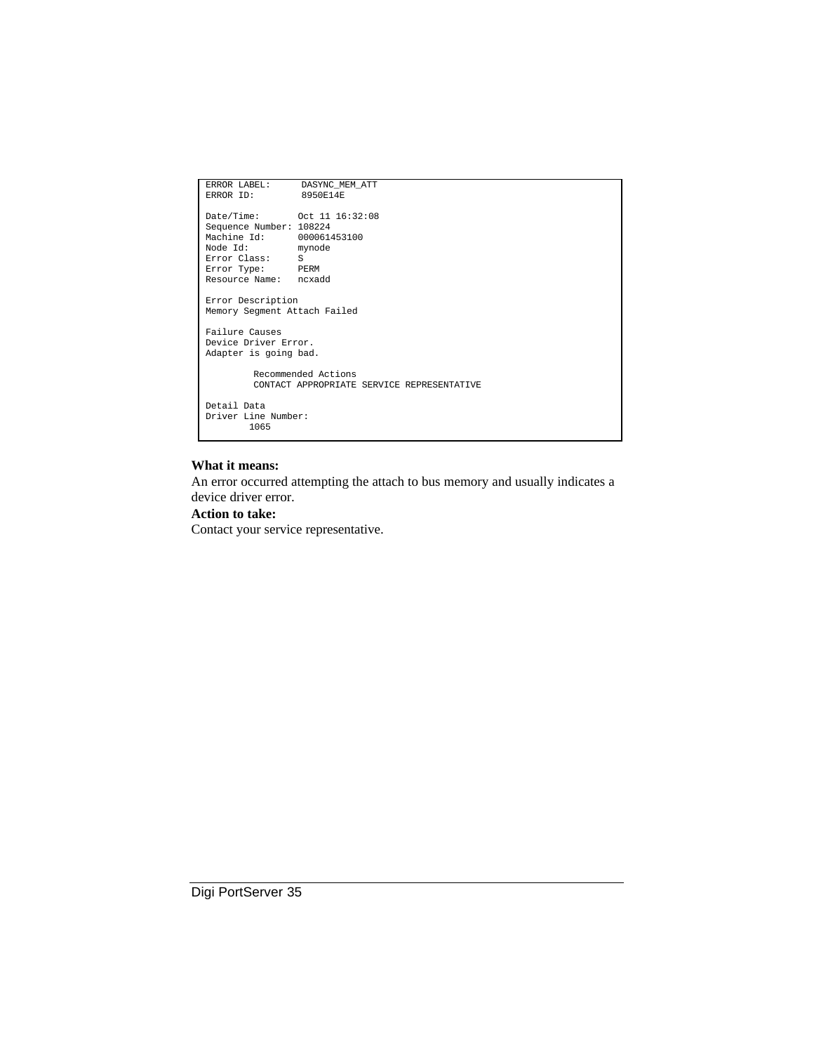```
ERROR LABEL:      DASYNC_MEM_ATT
ERROR ID:         8950E14E

Date/Time:       Oct 11 16:32:08
Sequence Number: 108224
Machine Id:      000061453100
Node Id:         mynode
Error Class:     S
Error Type:      PERM
Resource Name:   ncxadd

Error Description
Memory Segment Attach Failed

Failure Causes
Device Driver Error.
Adapter is going bad.

         Recommended Actions
         CONTACT APPROPRIATE SERVICE REPRESENTATIVE

Detail Data
Driver Line Number:
        1065
```

**What it means:**

An error occurred attempting the attach to bus memory and usually indicates a device driver error.

**Action to take:**

Contact your service representative.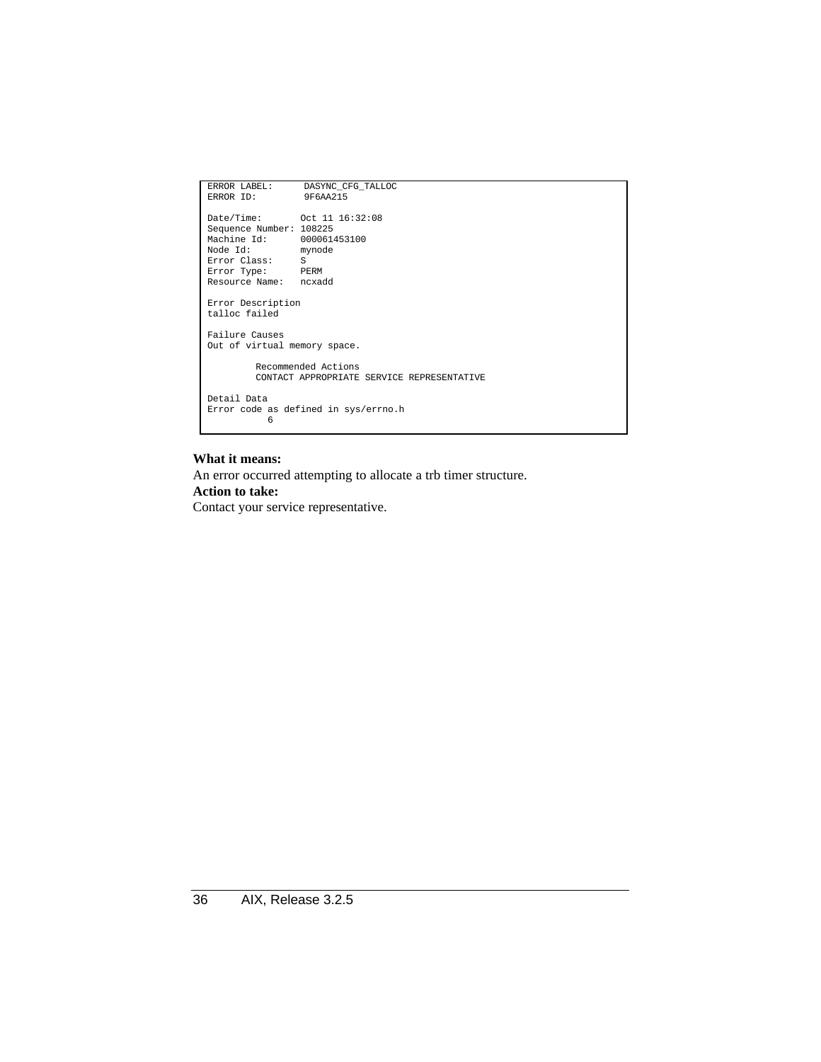```
ERROR LABEL:      DASYNC_CFG_TALLOC
ERROR ID:         9F6AA215

Date/Time:        Oct 11 16:32:08
Sequence Number: 108225
Machine Id:       000061453100
Node Id:          mynode
Error Class:      S
Error Type:       PERM
Resource Name:    ncxadd

Error Description
talloc failed

Failure Causes
Out of virtual memory space.

        Recommended Actions
        CONTACT APPROPRIATE SERVICE REPRESENTATIVE

Detail Data
Error code as defined in sys/errno.h
           6
```

**What it means:**

An error occurred attempting to allocate a trb timer structure.

**Action to take:**

Contact your service representative.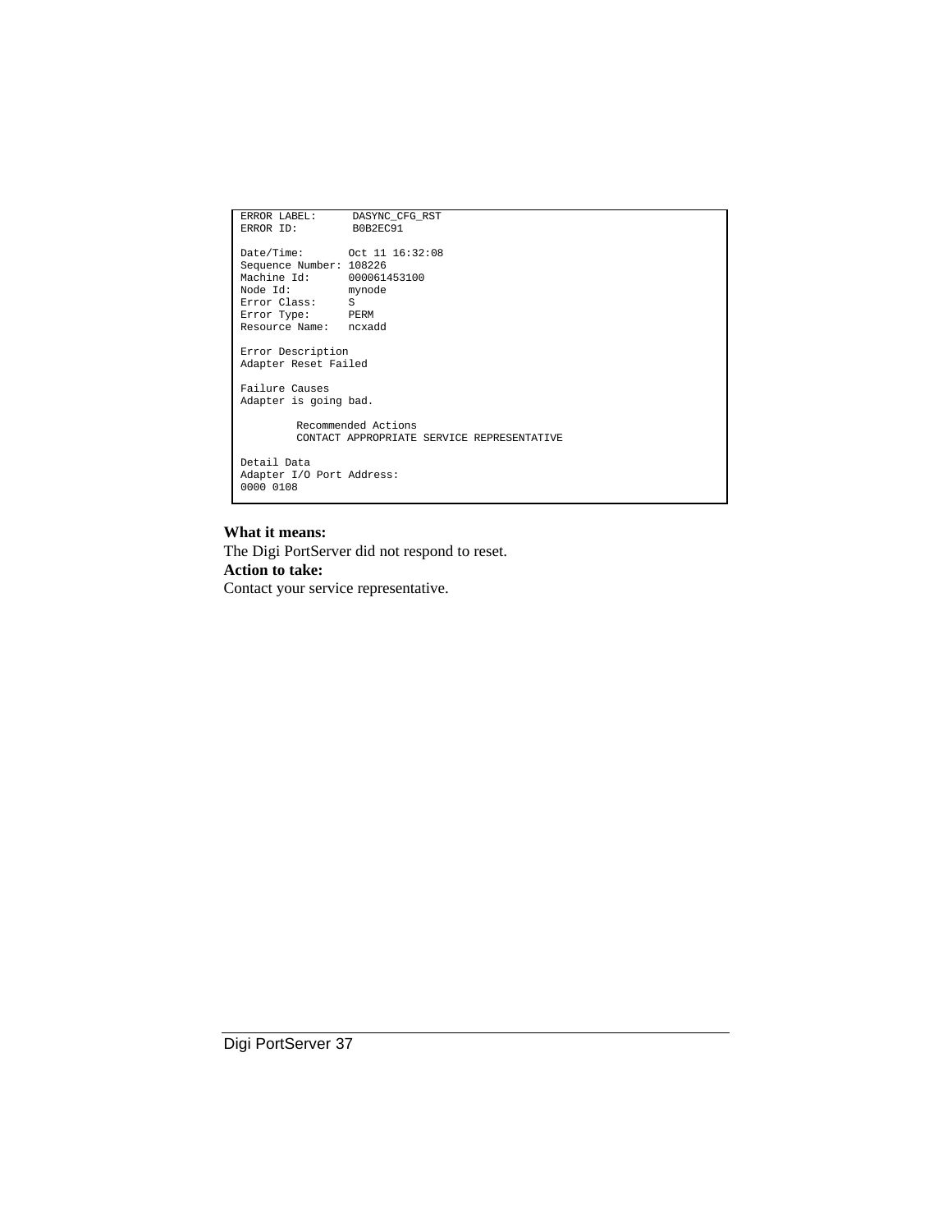```
ERROR LABEL:      DASYNC_CFG_RST
ERROR ID:         B0B2EC91

Date/Time:       Oct 11 16:32:08
Sequence Number: 108226
Machine Id:      000061453100
Node Id:         mynode
Error Class:     S
Error Type:      PERM
Resource Name:   ncxadd

Error Description
Adapter Reset Failed

Failure Causes
Adapter is going bad.

        Recommended Actions
        CONTACT APPROPRIATE SERVICE REPRESENTATIVE

Detail Data
Adapter I/O Port Address:
0000 0108
```

**What it means:**
The Digi PortServer did not respond to reset.
**Action to take:**
Contact your service representative.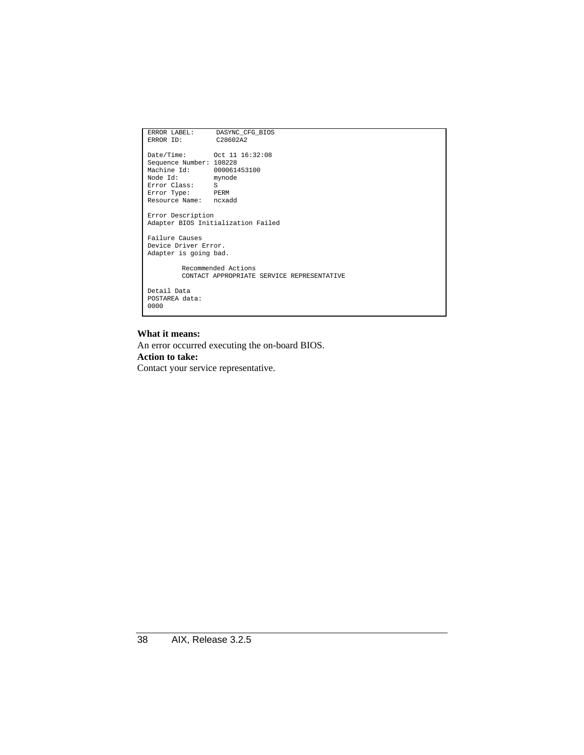```
ERROR LABEL:      DASYNC_CFG_BIOS
ERROR ID:         C28602A2

Date/Time:        Oct 11 16:32:08
Sequence Number: 108228
Machine Id:       000061453100
Node Id:          mynode
Error Class:      S
Error Type:       PERM
Resource Name:    ncxadd

Error Description
Adapter BIOS Initialization Failed

Failure Causes
Device Driver Error.
Adapter is going bad.

         Recommended Actions
         CONTACT APPROPRIATE SERVICE REPRESENTATIVE

Detail Data
POSTAREA data:
0000
```

**What it means:**

An error occurred executing the on-board BIOS.

**Action to take:**

Contact your service representative.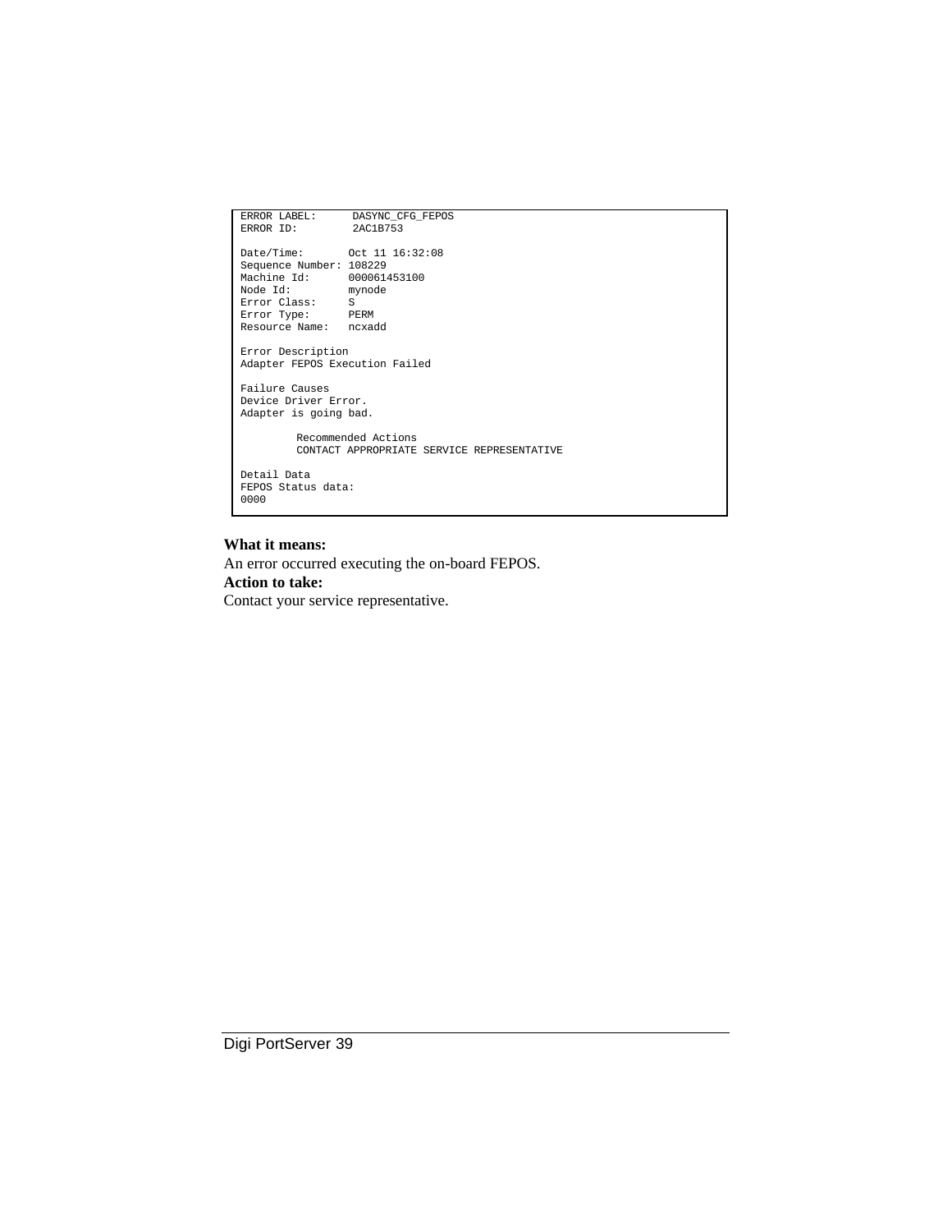```
ERROR LABEL:      DASYNC_CFG_FEPOS
ERROR ID:         2AC1B753

Date/Time:       Oct 11 16:32:08
Sequence Number: 108229
Machine Id:      000061453100
Node Id:         mynode
Error Class:     S
Error Type:      PERM
Resource Name:   ncxadd

Error Description
Adapter FEPOS Execution Failed

Failure Causes
Device Driver Error.
Adapter is going bad.

         Recommended Actions
         CONTACT APPROPRIATE SERVICE REPRESENTATIVE

Detail Data
FEPOS Status data:
0000
```

**What it means:**
An error occurred executing the on-board FEPOS.
**Action to take:**
Contact your service representative.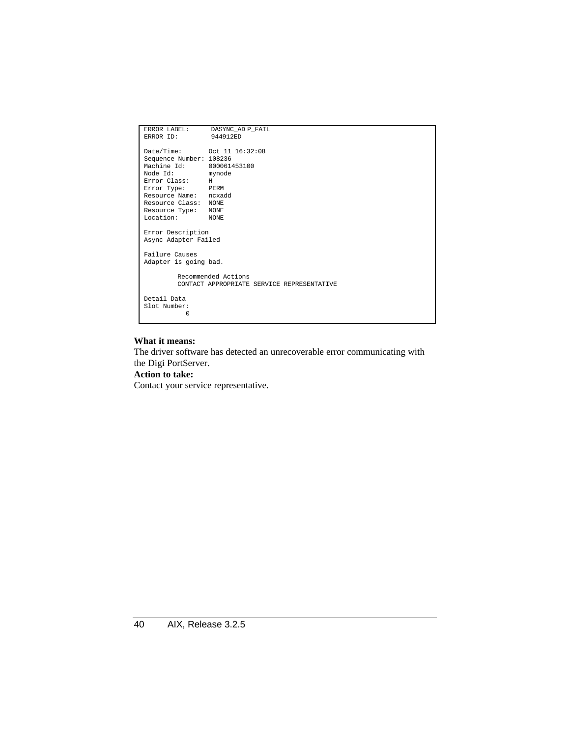```
ERROR LABEL:      DASYNC_AD P_FAIL
ERROR ID:         944912ED

Date/Time:       Oct 11 16:32:08
Sequence Number: 108236
Machine Id:      000061453100
Node Id:         mynode
Error Class:     H
Error Type:      PERM
Resource Name:   ncxadd
Resource Class:  NONE
Resource Type:   NONE
Location:        NONE

Error Description
Async Adapter Failed

Failure Causes
Adapter is going bad.

        Recommended Actions
        CONTACT APPROPRIATE SERVICE REPRESENTATIVE

Detail Data
Slot Number:
          0
```

**What it means:**
The driver software has detected an unrecoverable error communicating with the Digi PortServer.

**Action to take:**
Contact your service representative.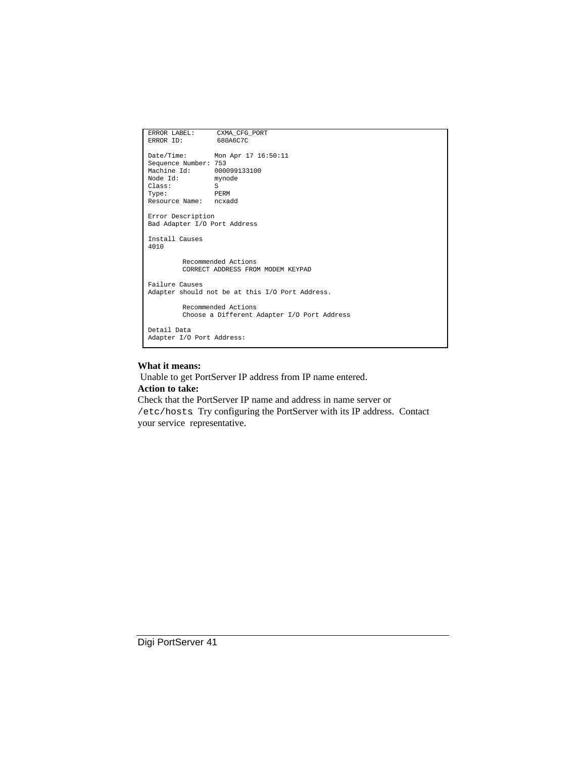```
ERROR LABEL:      CXMA_CFG_PORT
ERROR ID:         680A6C7C

Date/Time:       Mon Apr 17 16:50:11
Sequence Number: 753
Machine Id:      000099133100
Node Id:         mynode
Class:           S
Type:            PERM
Resource Name:   ncxadd

Error Description
Bad Adapter I/O Port Address

Install Causes
4010

         Recommended Actions
         CORRECT ADDRESS FROM MODEM KEYPAD

Failure Causes
Adapter should not be at this I/O Port Address.

         Recommended Actions
         Choose a Different Adapter I/O Port Address

Detail Data
Adapter I/O Port Address:
```

**What it means:**

Unable to get PortServer IP address from IP name entered.

**Action to take:**

Check that the PortServer IP name and address in name server or `/etc/hosts` Try configuring the PortServer with its IP address. Contact your service representative.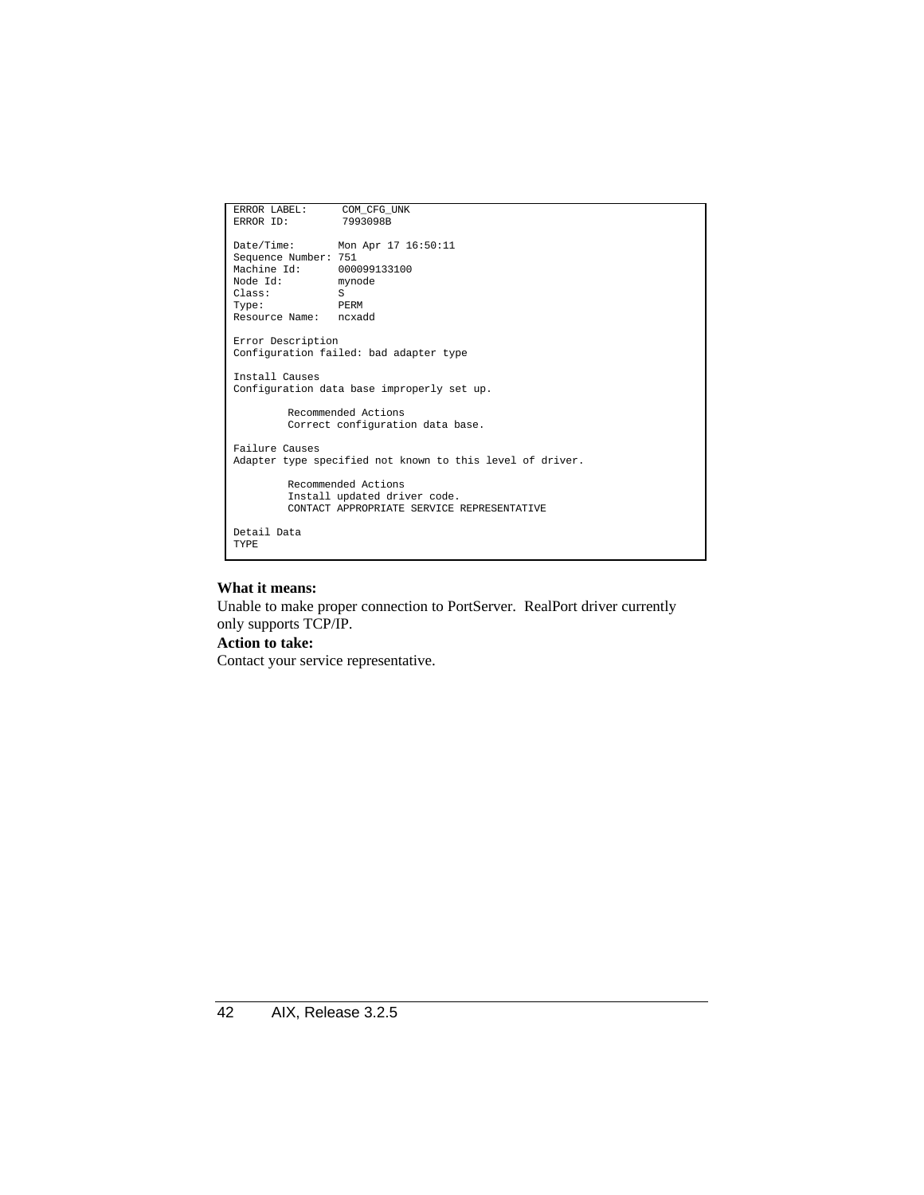```
ERROR LABEL:      COM_CFG_UNK
ERROR ID:         7993098B

Date/Time:        Mon Apr 17 16:50:11
Sequence Number: 751
Machine Id:       000099133100
Node Id:          mynode
Class:            S
Type:             PERM
Resource Name:    ncxadd

Error Description
Configuration failed: bad adapter type

Install Causes
Configuration data base improperly set up.

         Recommended Actions
         Correct configuration data base.

Failure Causes
Adapter type specified not known to this level of driver.

         Recommended Actions
         Install updated driver code.
         CONTACT APPROPRIATE SERVICE REPRESENTATIVE

Detail Data
TYPE
```

**What it means:**

Unable to make proper connection to PortServer. RealPort driver currently only supports TCP/IP.

**Action to take:**

Contact your service representative.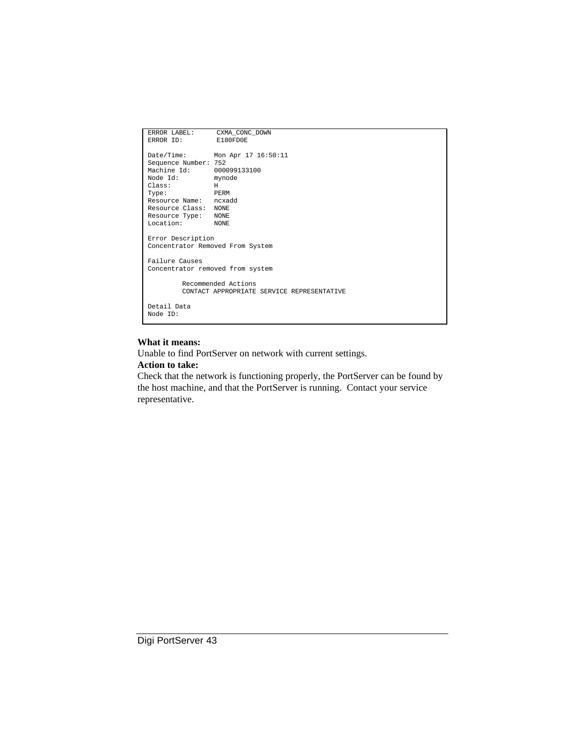```
ERROR LABEL:      CXMA_CONC_DOWN
ERROR ID:         E180FD0E

Date/Time:       Mon Apr 17 16:50:11
Sequence Number: 752
Machine Id:      000099133100
Node Id:         mynode
Class:           H
Type:            PERM
Resource Name:   ncxadd
Resource Class:  NONE
Resource Type:   NONE
Location:        NONE

Error Description
Concentrator Removed From System

Failure Causes
Concentrator removed from system

         Recommended Actions
         CONTACT APPROPRIATE SERVICE REPRESENTATIVE

Detail Data
Node ID:
```

**What it means:**
Unable to find PortServer on network with current settings.

**Action to take:**
Check that the network is functioning properly, the PortServer can be found by the host machine, and that the PortServer is running. Contact your service representative.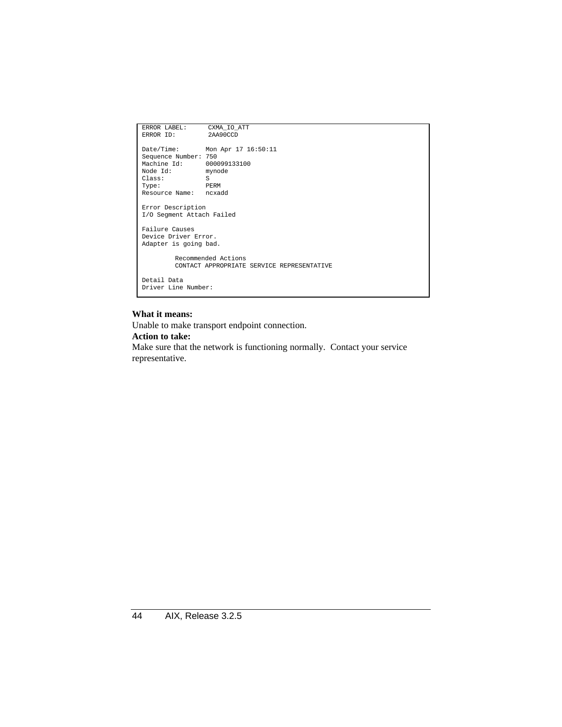```
ERROR LABEL:      CXMA_IO_ATT
ERROR ID:         2AA90CCD

Date/Time:        Mon Apr 17 16:50:11
Sequence Number: 750
Machine Id:       000099133100
Node Id:          mynode
Class:            S
Type:             PERM
Resource Name:    ncxadd

Error Description
I/O Segment Attach Failed

Failure Causes
Device Driver Error.
Adapter is going bad.

         Recommended Actions
         CONTACT APPROPRIATE SERVICE REPRESENTATIVE

Detail Data
Driver Line Number:
```

**What it means:**
Unable to make transport endpoint connection.
**Action to take:**
Make sure that the network is functioning normally. Contact your service representative.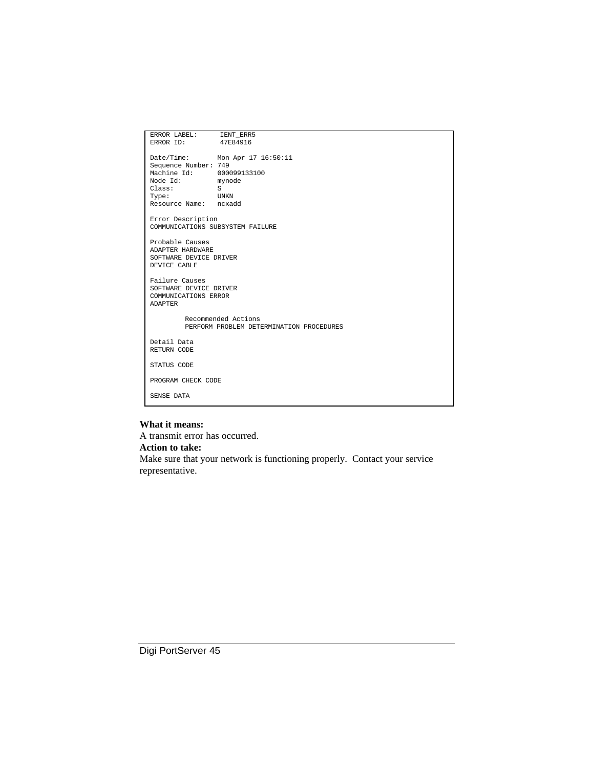```
ERROR LABEL:      IENT_ERR5
ERROR ID:         47E84916

Date/Time:       Mon Apr 17 16:50:11
Sequence Number: 749
Machine Id:      000099133100
Node Id:         mynode
Class:           S
Type:            UNKN
Resource Name:   ncxadd

Error Description
COMMUNICATIONS SUBSYSTEM FAILURE

Probable Causes
ADAPTER HARDWARE
SOFTWARE DEVICE DRIVER
DEVICE CABLE

Failure Causes
SOFTWARE DEVICE DRIVER
COMMUNICATIONS ERROR
ADAPTER

        Recommended Actions
        PERFORM PROBLEM DETERMINATION PROCEDURES

Detail Data
RETURN CODE

STATUS CODE

PROGRAM CHECK CODE

SENSE DATA
```

**What it means:**
A transmit error has occurred.
**Action to take:**
Make sure that your network is functioning properly. Contact your service representative.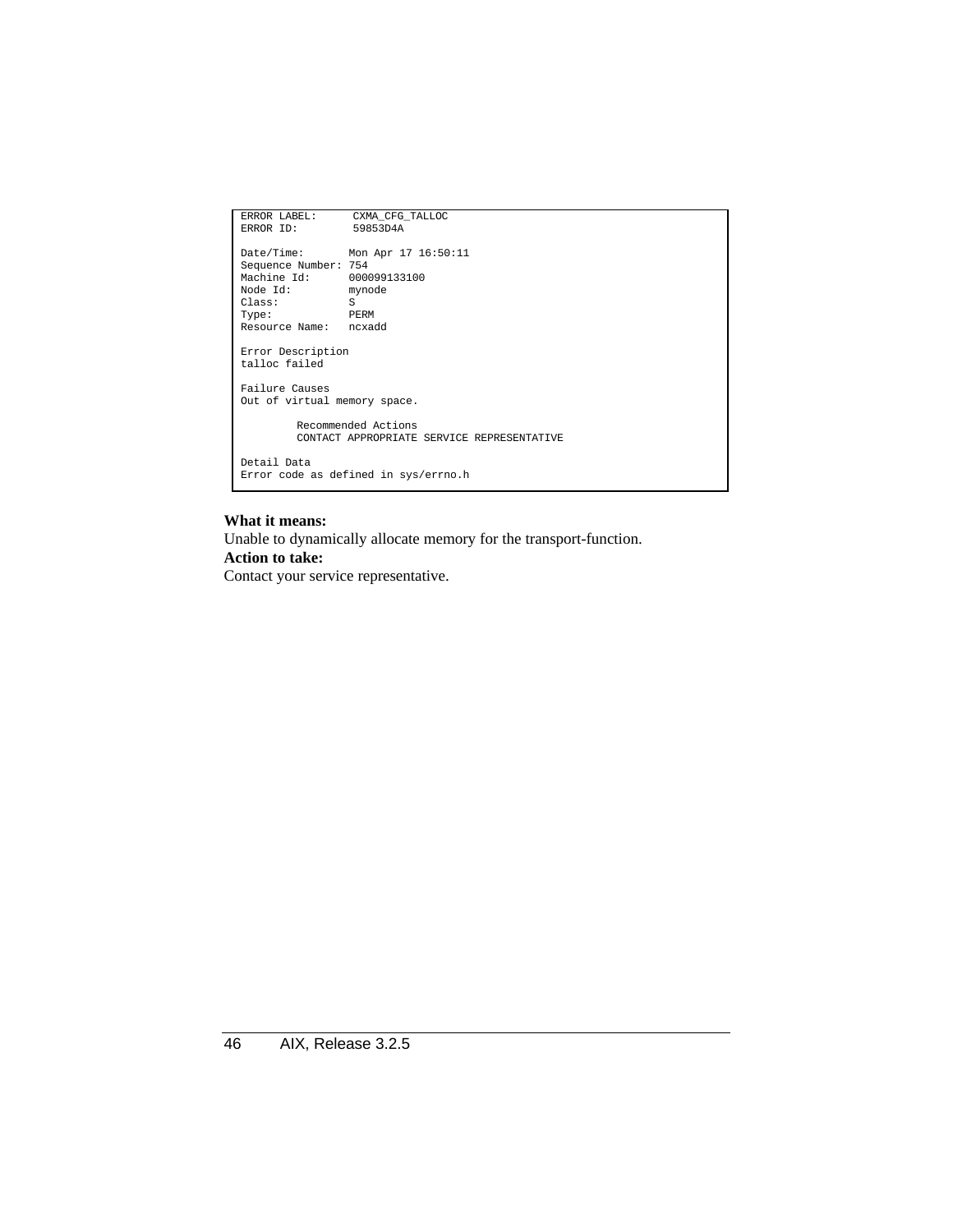```
ERROR LABEL:      CXMA_CFG_TALLOC
ERROR ID:         59853D4A

Date/Time:       Mon Apr 17 16:50:11
Sequence Number: 754
Machine Id:      000099133100
Node Id:         mynode
Class:           S
Type:            PERM
Resource Name:   ncxadd

Error Description
talloc failed

Failure Causes
Out of virtual memory space.

         Recommended Actions
         CONTACT APPROPRIATE SERVICE REPRESENTATIVE

Detail Data
Error code as defined in sys/errno.h
```

**What it means:**

Unable to dynamically allocate memory for the transport-function.

**Action to take:**

Contact your service representative.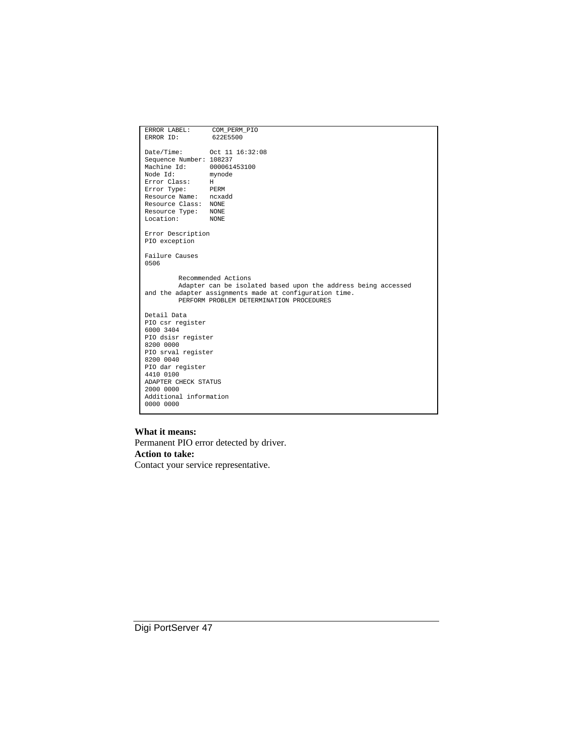```
ERROR LABEL:      COM_PERM_PIO
ERROR ID:         622E5500

Date/Time:        Oct 11 16:32:08
Sequence Number: 108237
Machine Id:       000061453100
Node Id:          mynode
Error Class:      H
Error Type:       PERM
Resource Name:    ncxadd
Resource Class:   NONE
Resource Type:    NONE
Location:         NONE

Error Description
PIO exception

Failure Causes
0506

        Recommended Actions
        Adapter can be isolated based upon the address being accessed
and the adapter assignments made at configuration time.
        PERFORM PROBLEM DETERMINATION PROCEDURES

Detail Data
PIO csr register
6000 3404
PIO dsisr register
8200 0000
PIO srval register
8200 0040
PIO dar register
4410 0100
ADAPTER CHECK STATUS
2000 0000
Additional information
0000 0000
```

**What it means:**
Permanent PIO error detected by driver.
**Action to take:**
Contact your service representative.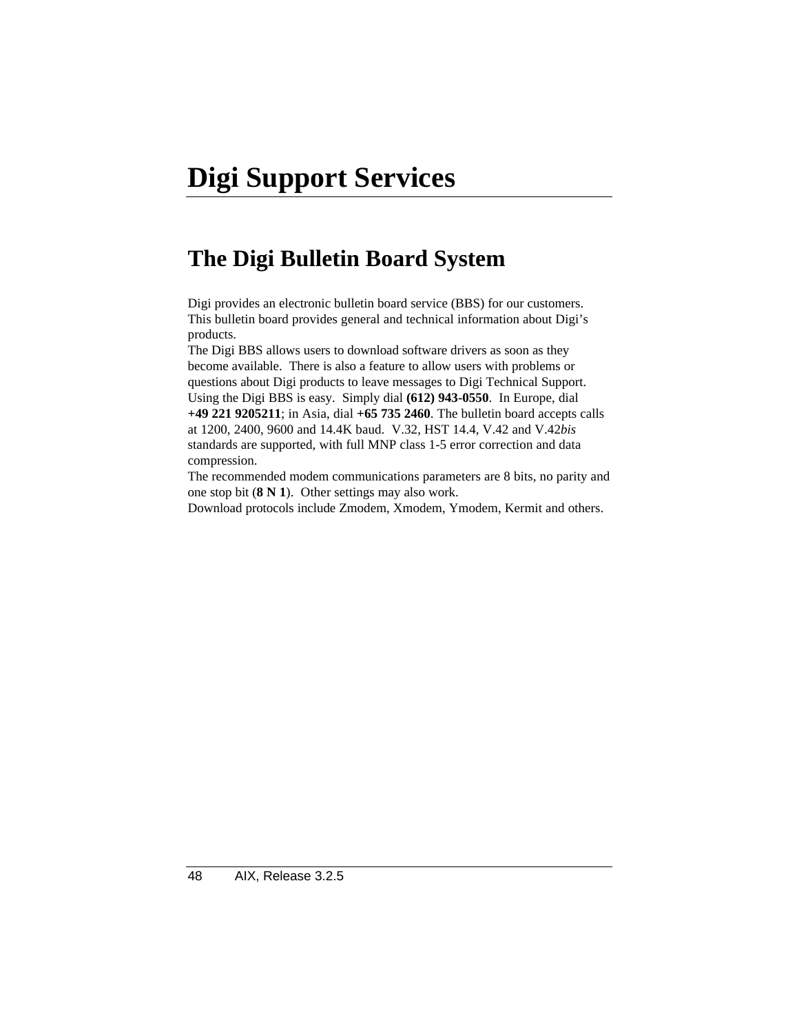# Digi Support Services

## The Digi Bulletin Board System

Digi provides an electronic bulletin board service (BBS) for our customers. This bulletin board provides general and technical information about Digi's products.

The Digi BBS allows users to download software drivers as soon as they become available. There is also a feature to allow users with problems or questions about Digi products to leave messages to Digi Technical Support.

Using the Digi BBS is easy. Simply dial **(612) 943-0550**. In Europe, dial **+49 221 9205211**; in Asia, dial **+65 735 2460**. The bulletin board accepts calls at 1200, 2400, 9600 and 14.4K baud. V.32, HST 14.4, V.42 and V.42*bis* standards are supported, with full MNP class 1-5 error correction and data compression.

The recommended modem communications parameters are 8 bits, no parity and one stop bit (**8 N 1**). Other settings may also work.

Download protocols include Zmodem, Xmodem, Ymodem, Kermit and others.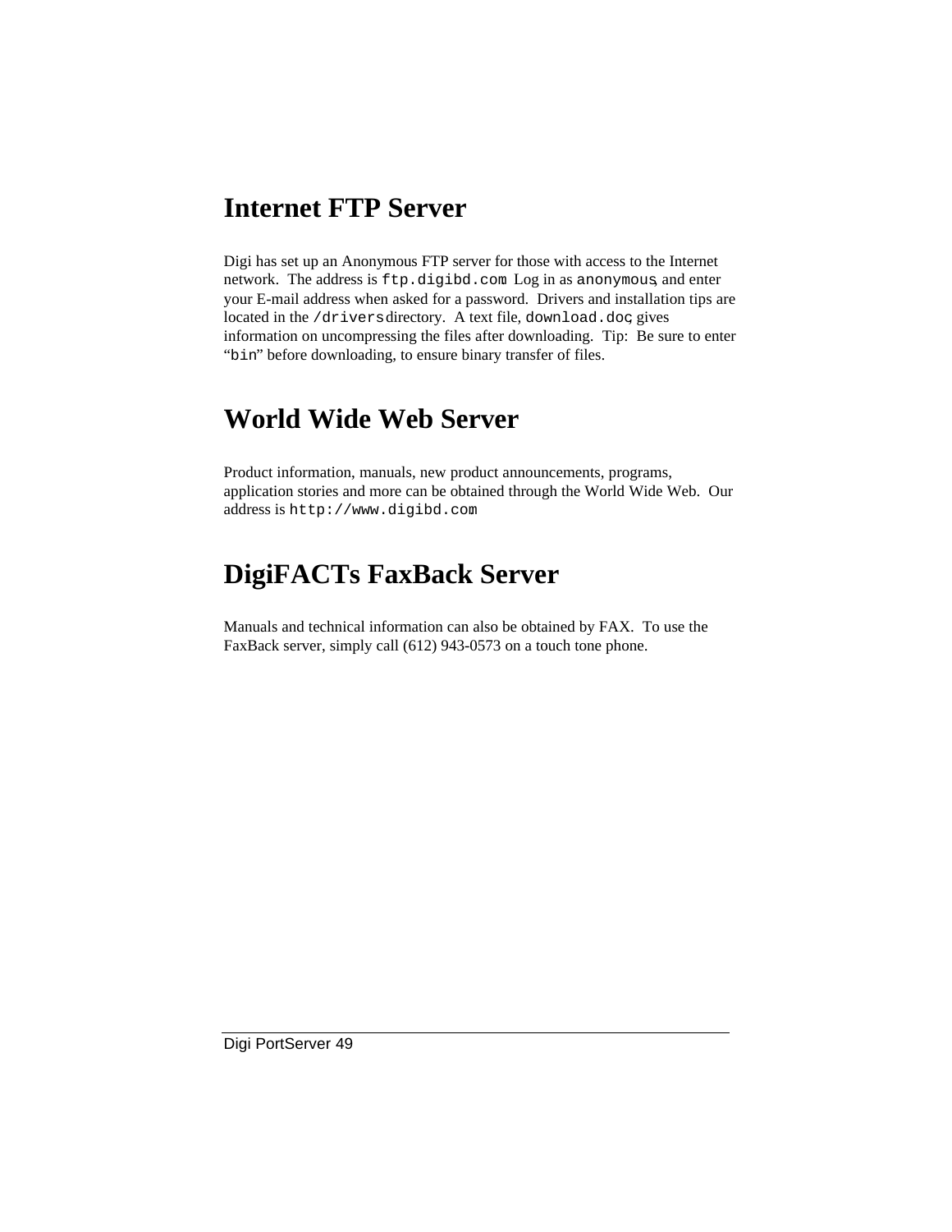## Internet FTP Server

Digi has set up an Anonymous FTP server for those with access to the Internet network. The address is `ftp.digibd.com`. Log in as `anonymous`, and enter your E-mail address when asked for a password. Drivers and installation tips are located in the `/drivers` directory. A text file, `download.doc`, gives information on uncompressing the files after downloading. Tip: Be sure to enter "`bin`" before downloading, to ensure binary transfer of files.

## World Wide Web Server

Product information, manuals, new product announcements, programs, application stories and more can be obtained through the World Wide Web. Our address is `http://www.digibd.com`.

## DigiFACTs FaxBack Server

Manuals and technical information can also be obtained by FAX. To use the FaxBack server, simply call (612) 943-0573 on a touch tone phone.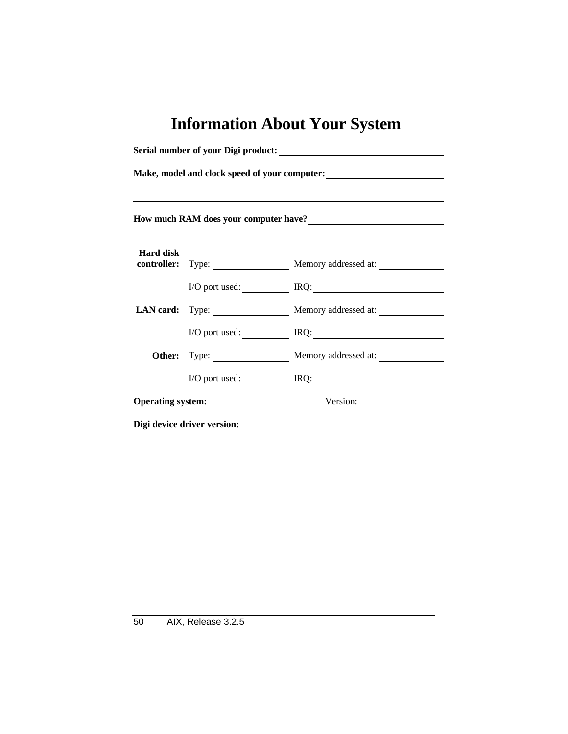# Information About Your System

**Serial number of your Digi product:** ______________________________

**Make, model and clock speed of your computer:** ______________________

______________________________________________________________

**How much RAM does your computer have?** _________________________

| | | |
|---|---|---|
| **Hard disk controller:** | Type: ______________ | Memory addressed at: ____________ |
| | I/O port used: __________ | IRQ: ________________________ |
| **LAN card:** | Type: ______________ | Memory addressed at: ____________ |
| | I/O port used: __________ | IRQ: ________________________ |
| **Other:** | Type: ______________ | Memory addressed at: ____________ |
| | I/O port used: __________ | IRQ: ________________________ |

**Operating system:** ______________________ Version: ________________

**Digi device driver version:** _____________________________________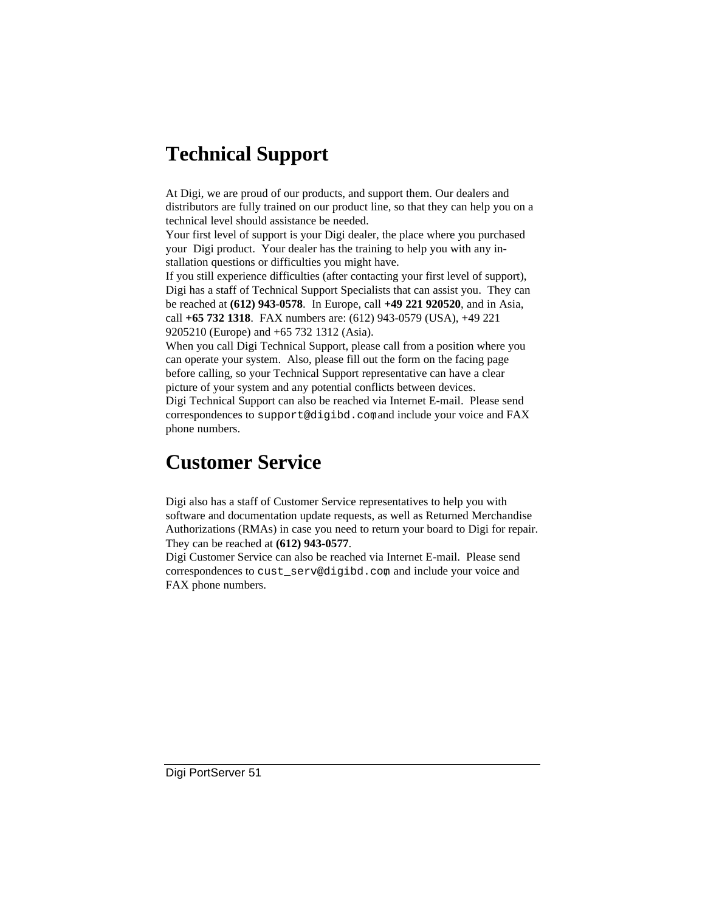# Technical Support

At Digi, we are proud of our products, and support them. Our dealers and distributors are fully trained on our product line, so that they can help you on a technical level should assistance be needed.

Your first level of support is your Digi dealer, the place where you purchased your Digi product. Your dealer has the training to help you with any installation questions or difficulties you might have.

If you still experience difficulties (after contacting your first level of support), Digi has a staff of Technical Support Specialists that can assist you. They can be reached at **(612) 943-0578**. In Europe, call **+49 221 920520**, and in Asia, call **+65 732 1318**. FAX numbers are: (612) 943-0579 (USA), +49 221 9205210 (Europe) and +65 732 1312 (Asia).

When you call Digi Technical Support, please call from a position where you can operate your system. Also, please fill out the form on the facing page before calling, so your Technical Support representative can have a clear picture of your system and any potential conflicts between devices.

Digi Technical Support can also be reached via Internet E-mail. Please send correspondences to `support@digibd.com`, and include your voice and FAX phone numbers.

# Customer Service

Digi also has a staff of Customer Service representatives to help you with software and documentation update requests, as well as Returned Merchandise Authorizations (RMAs) in case you need to return your board to Digi for repair. They can be reached at **(612) 943-0577**.

Digi Customer Service can also be reached via Internet E-mail. Please send correspondences to `cust_serv@digibd.com`, and include your voice and FAX phone numbers.